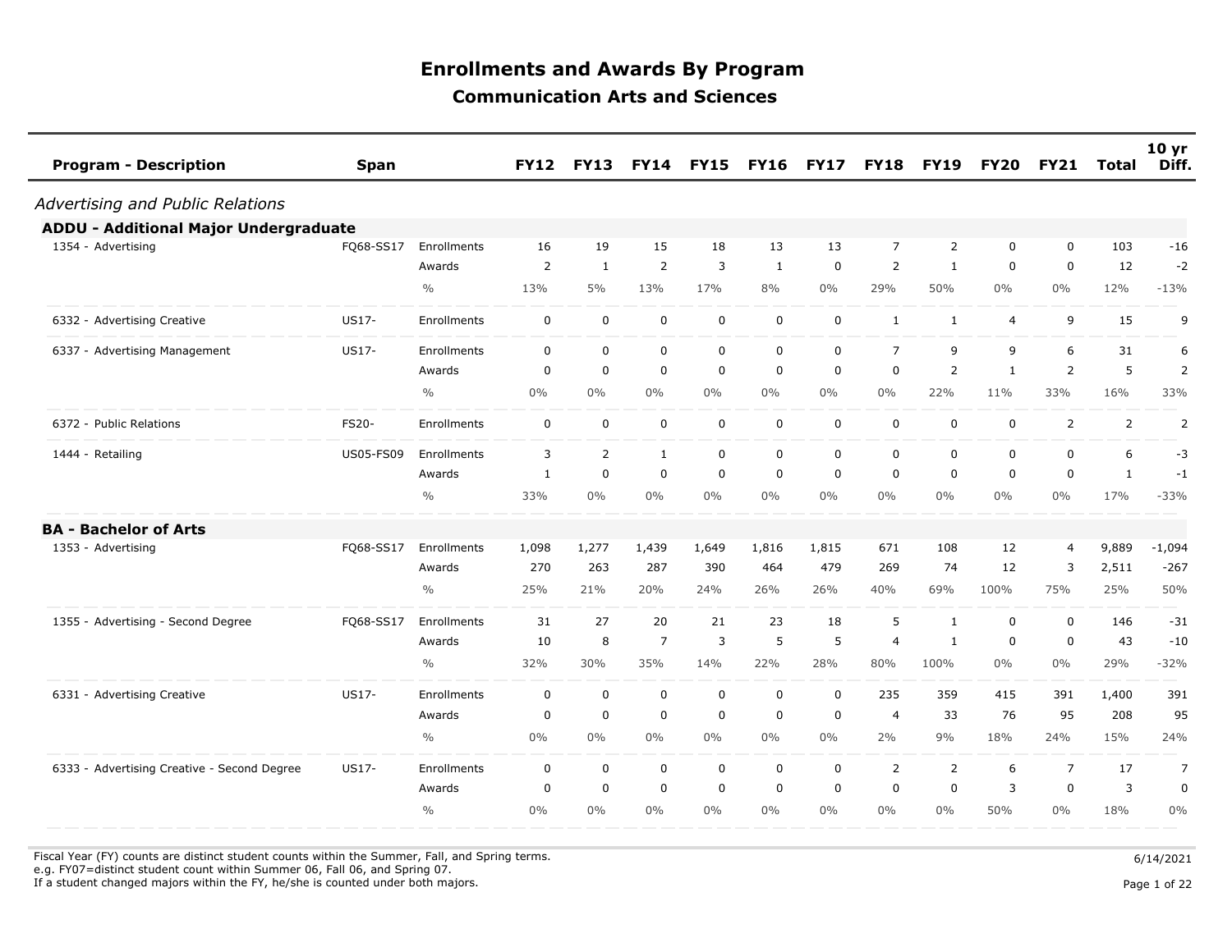# Enrollments and Awards By Program

## Communication Arts and Sciences

| Program - Description | Span | | FY12 | FY13 | FY14 | FY15 | FY16 | FY17 | FY18 | FY19 | FY20 | FY21 | Total | 10 yr Diff. |
|---|---|---|---|---|---|---|---|---|---|---|---|---|---|---|
| *Advertising and Public Relations* | | | | | | | | | | | | | | |
| **ADDU - Additional Major Undergraduate** | | | | | | | | | | | | | | |
| 1354 - Advertising | FQ68-SS17 | Enrollments | 16 | 19 | 15 | 18 | 13 | 13 | 7 | 2 | 0 | 0 | 103 | -16 |
| | | Awards | 2 | 1 | 2 | 3 | 1 | 0 | 2 | 1 | 0 | 0 | 12 | -2 |
| | | % | 13% | 5% | 13% | 17% | 8% | 0% | 29% | 50% | 0% | 0% | 12% | -13% |
| 6332 - Advertising Creative | US17- | Enrollments | 0 | 0 | 0 | 0 | 0 | 0 | 1 | 1 | 4 | 9 | 15 | 9 |
| 6337 - Advertising Management | US17- | Enrollments | 0 | 0 | 0 | 0 | 0 | 0 | 7 | 9 | 9 | 6 | 31 | 6 |
| | | Awards | 0 | 0 | 0 | 0 | 0 | 0 | 0 | 2 | 1 | 2 | 5 | 2 |
| | | % | 0% | 0% | 0% | 0% | 0% | 0% | 0% | 22% | 11% | 33% | 16% | 33% |
| 6372 - Public Relations | FS20- | Enrollments | 0 | 0 | 0 | 0 | 0 | 0 | 0 | 0 | 0 | 2 | 2 | 2 |
| 1444 - Retailing | US05-FS09 | Enrollments | 3 | 2 | 1 | 0 | 0 | 0 | 0 | 0 | 0 | 0 | 6 | -3 |
| | | Awards | 1 | 0 | 0 | 0 | 0 | 0 | 0 | 0 | 0 | 0 | 1 | -1 |
| | | % | 33% | 0% | 0% | 0% | 0% | 0% | 0% | 0% | 0% | 0% | 17% | -33% |
| **BA - Bachelor of Arts** | | | | | | | | | | | | | | |
| 1353 - Advertising | FQ68-SS17 | Enrollments | 1,098 | 1,277 | 1,439 | 1,649 | 1,816 | 1,815 | 671 | 108 | 12 | 4 | 9,889 | -1,094 |
| | | Awards | 270 | 263 | 287 | 390 | 464 | 479 | 269 | 74 | 12 | 3 | 2,511 | -267 |
| | | % | 25% | 21% | 20% | 24% | 26% | 26% | 40% | 69% | 100% | 75% | 25% | 50% |
| 1355 - Advertising - Second Degree | FQ68-SS17 | Enrollments | 31 | 27 | 20 | 21 | 23 | 18 | 5 | 1 | 0 | 0 | 146 | -31 |
| | | Awards | 10 | 8 | 7 | 3 | 5 | 5 | 4 | 1 | 0 | 0 | 43 | -10 |
| | | % | 32% | 30% | 35% | 14% | 22% | 28% | 80% | 100% | 0% | 0% | 29% | -32% |
| 6331 - Advertising Creative | US17- | Enrollments | 0 | 0 | 0 | 0 | 0 | 0 | 235 | 359 | 415 | 391 | 1,400 | 391 |
| | | Awards | 0 | 0 | 0 | 0 | 0 | 0 | 4 | 33 | 76 | 95 | 208 | 95 |
| | | % | 0% | 0% | 0% | 0% | 0% | 0% | 2% | 9% | 18% | 24% | 15% | 24% |
| 6333 - Advertising Creative - Second Degree | US17- | Enrollments | 0 | 0 | 0 | 0 | 0 | 0 | 2 | 2 | 6 | 7 | 17 | 7 |
| | | Awards | 0 | 0 | 0 | 0 | 0 | 0 | 0 | 0 | 3 | 0 | 3 | 0 |
| | | % | 0% | 0% | 0% | 0% | 0% | 0% | 0% | 0% | 50% | 0% | 18% | 0% |

Fiscal Year (FY) counts are distinct student counts within the Summer, Fall, and Spring terms.
e.g. FY07=distinct student count within Summer 06, Fall 06, and Spring 07.
If a student changed majors within the FY, he/she is counted under both majors.

6/14/2021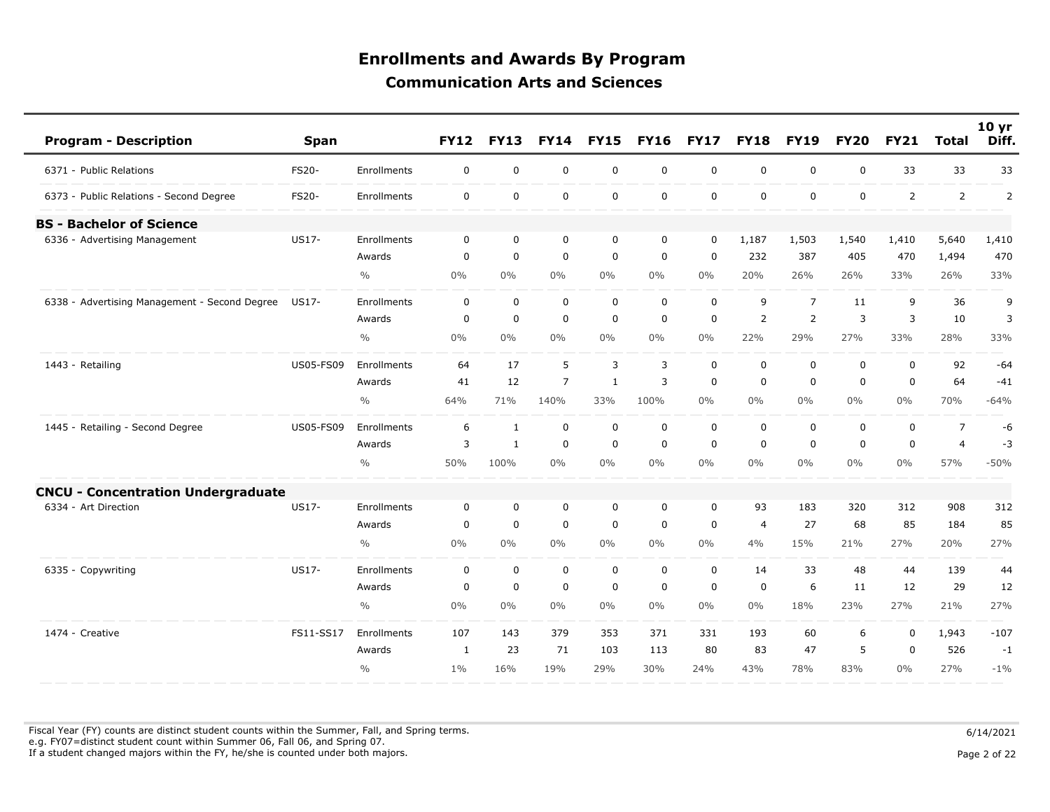# Enrollments and Awards By Program

## Communication Arts and Sciences

| Program - Description | Span | | FY12 | FY13 | FY14 | FY15 | FY16 | FY17 | FY18 | FY19 | FY20 | FY21 | Total | 10 yr Diff. |
|---|---|---|---|---|---|---|---|---|---|---|---|---|---|---|
| 6371 - Public Relations | FS20- | Enrollments | 0 | 0 | 0 | 0 | 0 | 0 | 0 | 0 | 0 | 33 | 33 | 33 |
| 6373 - Public Relations - Second Degree | FS20- | Enrollments | 0 | 0 | 0 | 0 | 0 | 0 | 0 | 0 | 0 | 2 | 2 | 2 |
| **BS - Bachelor of Science** | | | | | | | | | | | | | | |
| 6336 - Advertising Management | US17- | Enrollments | 0 | 0 | 0 | 0 | 0 | 0 | 1,187 | 1,503 | 1,540 | 1,410 | 5,640 | 1,410 |
| | | Awards | 0 | 0 | 0 | 0 | 0 | 0 | 232 | 387 | 405 | 470 | 1,494 | 470 |
| | | % | 0% | 0% | 0% | 0% | 0% | 0% | 20% | 26% | 26% | 33% | 26% | 33% |
| 6338 - Advertising Management - Second Degree | US17- | Enrollments | 0 | 0 | 0 | 0 | 0 | 0 | 9 | 7 | 11 | 9 | 36 | 9 |
| | | Awards | 0 | 0 | 0 | 0 | 0 | 0 | 2 | 2 | 3 | 3 | 10 | 3 |
| | | % | 0% | 0% | 0% | 0% | 0% | 0% | 22% | 29% | 27% | 33% | 28% | 33% |
| 1443 - Retailing | US05-FS09 | Enrollments | 64 | 17 | 5 | 3 | 3 | 0 | 0 | 0 | 0 | 0 | 92 | -64 |
| | | Awards | 41 | 12 | 7 | 1 | 3 | 0 | 0 | 0 | 0 | 0 | 64 | -41 |
| | | % | 64% | 71% | 140% | 33% | 100% | 0% | 0% | 0% | 0% | 0% | 70% | -64% |
| 1445 - Retailing - Second Degree | US05-FS09 | Enrollments | 6 | 1 | 0 | 0 | 0 | 0 | 0 | 0 | 0 | 0 | 7 | -6 |
| | | Awards | 3 | 1 | 0 | 0 | 0 | 0 | 0 | 0 | 0 | 0 | 4 | -3 |
| | | % | 50% | 100% | 0% | 0% | 0% | 0% | 0% | 0% | 0% | 0% | 57% | -50% |
| **CNCU - Concentration Undergraduate** | | | | | | | | | | | | | | |
| 6334 - Art Direction | US17- | Enrollments | 0 | 0 | 0 | 0 | 0 | 0 | 93 | 183 | 320 | 312 | 908 | 312 |
| | | Awards | 0 | 0 | 0 | 0 | 0 | 0 | 4 | 27 | 68 | 85 | 184 | 85 |
| | | % | 0% | 0% | 0% | 0% | 0% | 0% | 4% | 15% | 21% | 27% | 20% | 27% |
| 6335 - Copywriting | US17- | Enrollments | 0 | 0 | 0 | 0 | 0 | 0 | 14 | 33 | 48 | 44 | 139 | 44 |
| | | Awards | 0 | 0 | 0 | 0 | 0 | 0 | 0 | 6 | 11 | 12 | 29 | 12 |
| | | % | 0% | 0% | 0% | 0% | 0% | 0% | 0% | 18% | 23% | 27% | 21% | 27% |
| 1474 - Creative | FS11-SS17 | Enrollments | 107 | 143 | 379 | 353 | 371 | 331 | 193 | 60 | 6 | 0 | 1,943 | -107 |
| | | Awards | 1 | 23 | 71 | 103 | 113 | 80 | 83 | 47 | 5 | 0 | 526 | -1 |
| | | % | 1% | 16% | 19% | 29% | 30% | 24% | 43% | 78% | 83% | 0% | 27% | -1% |

Fiscal Year (FY) counts are distinct student counts within the Summer, Fall, and Spring terms.
e.g. FY07=distinct student count within Summer 06, Fall 06, and Spring 07.
If a student changed majors within the FY, he/she is counted under both majors.

6/14/2021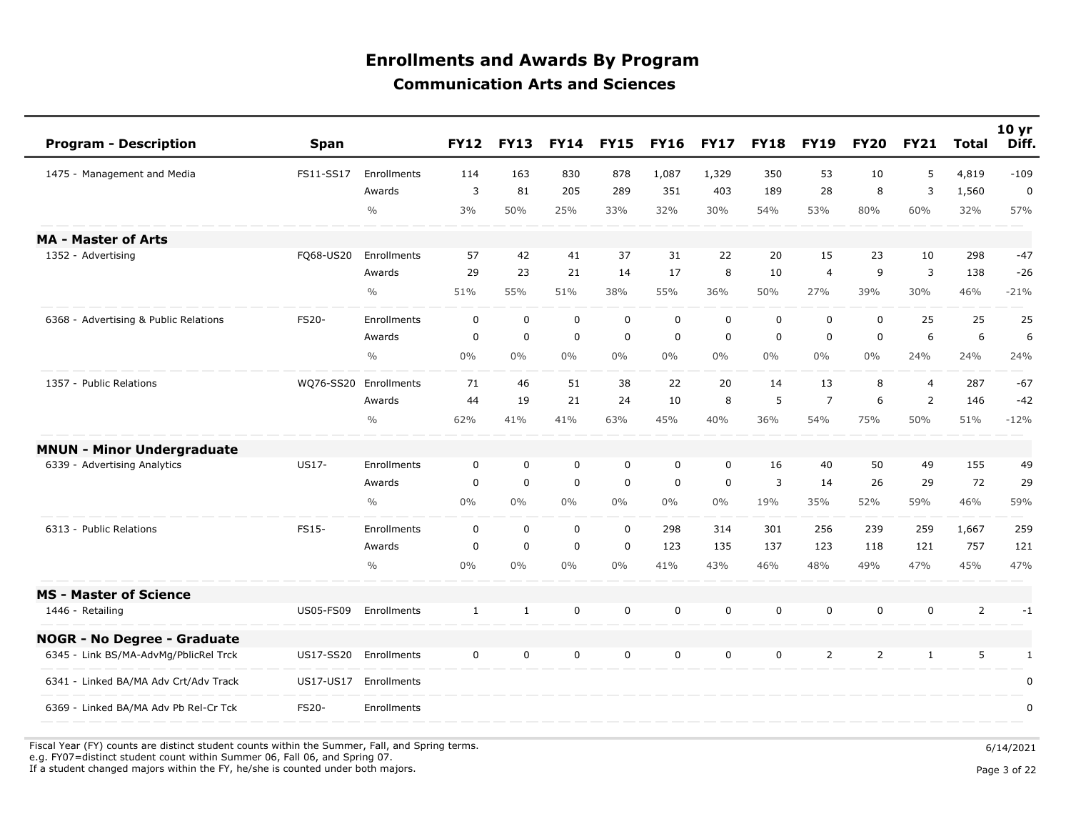# Enrollments and Awards By Program

## Communication Arts and Sciences

| Program - Description | Span | | FY12 | FY13 | FY14 | FY15 | FY16 | FY17 | FY18 | FY19 | FY20 | FY21 | Total | 10 yr Diff. |
|---|---|---|---|---|---|---|---|---|---|---|---|---|---|---|
| 1475 - Management and Media | FS11-SS17 | Enrollments | 114 | 163 | 830 | 878 | 1,087 | 1,329 | 350 | 53 | 10 | 5 | 4,819 | -109 |
| | | Awards | 3 | 81 | 205 | 289 | 351 | 403 | 189 | 28 | 8 | 3 | 1,560 | 0 |
| | | % | 3% | 50% | 25% | 33% | 32% | 30% | 54% | 53% | 80% | 60% | 32% | 57% |
| **MA - Master of Arts** | | | | | | | | | | | | | | |
| 1352 - Advertising | FQ68-US20 | Enrollments | 57 | 42 | 41 | 37 | 31 | 22 | 20 | 15 | 23 | 10 | 298 | -47 |
| | | Awards | 29 | 23 | 21 | 14 | 17 | 8 | 10 | 4 | 9 | 3 | 138 | -26 |
| | | % | 51% | 55% | 51% | 38% | 55% | 36% | 50% | 27% | 39% | 30% | 46% | -21% |
| 6368 - Advertising & Public Relations | FS20- | Enrollments | 0 | 0 | 0 | 0 | 0 | 0 | 0 | 0 | 0 | 25 | 25 | 25 |
| | | Awards | 0 | 0 | 0 | 0 | 0 | 0 | 0 | 0 | 0 | 6 | 6 | 6 |
| | | % | 0% | 0% | 0% | 0% | 0% | 0% | 0% | 0% | 0% | 24% | 24% | 24% |
| 1357 - Public Relations | WQ76-SS20 | Enrollments | 71 | 46 | 51 | 38 | 22 | 20 | 14 | 13 | 8 | 4 | 287 | -67 |
| | | Awards | 44 | 19 | 21 | 24 | 10 | 8 | 5 | 7 | 6 | 2 | 146 | -42 |
| | | % | 62% | 41% | 41% | 63% | 45% | 40% | 36% | 54% | 75% | 50% | 51% | -12% |
| **MNUN - Minor Undergraduate** | | | | | | | | | | | | | | |
| 6339 - Advertising Analytics | US17- | Enrollments | 0 | 0 | 0 | 0 | 0 | 0 | 16 | 40 | 50 | 49 | 155 | 49 |
| | | Awards | 0 | 0 | 0 | 0 | 0 | 0 | 3 | 14 | 26 | 29 | 72 | 29 |
| | | % | 0% | 0% | 0% | 0% | 0% | 0% | 19% | 35% | 52% | 59% | 46% | 59% |
| 6313 - Public Relations | FS15- | Enrollments | 0 | 0 | 0 | 0 | 298 | 314 | 301 | 256 | 239 | 259 | 1,667 | 259 |
| | | Awards | 0 | 0 | 0 | 0 | 123 | 135 | 137 | 123 | 118 | 121 | 757 | 121 |
| | | % | 0% | 0% | 0% | 0% | 41% | 43% | 46% | 48% | 49% | 47% | 45% | 47% |
| **MS - Master of Science** | | | | | | | | | | | | | | |
| 1446 - Retailing | US05-FS09 | Enrollments | 1 | 1 | 0 | 0 | 0 | 0 | 0 | 0 | 0 | 0 | 2 | -1 |
| **NOGR - No Degree - Graduate** | | | | | | | | | | | | | | |
| 6345 - Link BS/MA-AdvMg/PblicRel Trck | US17-SS20 | Enrollments | 0 | 0 | 0 | 0 | 0 | 0 | 0 | 2 | 2 | 1 | 5 | 1 |
| 6341 - Linked BA/MA Adv Crt/Adv Track | US17-US17 | Enrollments | | | | | | | | | | | | 0 |
| 6369 - Linked BA/MA Adv Pb Rel-Cr Tck | FS20- | Enrollments | | | | | | | | | | | | 0 |

Fiscal Year (FY) counts are distinct student counts within the Summer, Fall, and Spring terms.
e.g. FY07=distinct student count within Summer 06, Fall 06, and Spring 07.
If a student changed majors within the FY, he/she is counted under both majors.

6/14/2021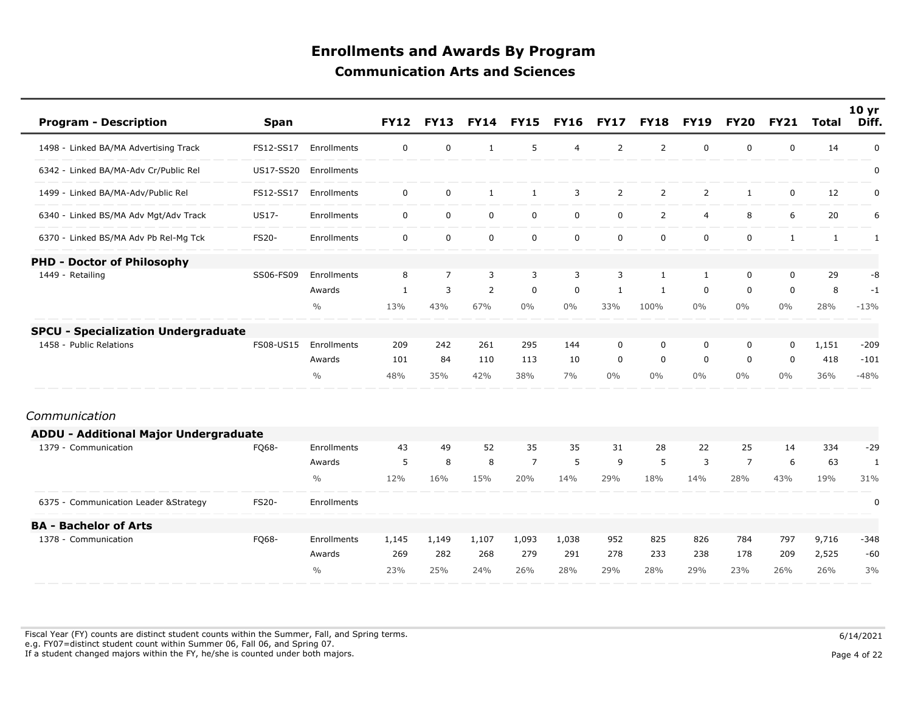# Enrollments and Awards By Program

## Communication Arts and Sciences

| Program - Description | Span | | FY12 | FY13 | FY14 | FY15 | FY16 | FY17 | FY18 | FY19 | FY20 | FY21 | Total | 10 yr Diff. |
|---|---|---|---|---|---|---|---|---|---|---|---|---|---|---|
| 1498 - Linked BA/MA Advertising Track | FS12-SS17 | Enrollments | 0 | 0 | 1 | 5 | 4 | 2 | 2 | 0 | 0 | 0 | 14 | 0 |
| 6342 - Linked BA/MA-Adv Cr/Public Rel | US17-SS20 | Enrollments | | | | | | | | | | | | 0 |
| 1499 - Linked BA/MA-Adv/Public Rel | FS12-SS17 | Enrollments | 0 | 0 | 1 | 1 | 3 | 2 | 2 | 2 | 1 | 0 | 12 | 0 |
| 6340 - Linked BS/MA Adv Mgt/Adv Track | US17- | Enrollments | 0 | 0 | 0 | 0 | 0 | 0 | 2 | 4 | 8 | 6 | 20 | 6 |
| 6370 - Linked BS/MA Adv Pb Rel-Mg Tck | FS20- | Enrollments | 0 | 0 | 0 | 0 | 0 | 0 | 0 | 0 | 0 | 1 | 1 | 1 |
| **PHD - Doctor of Philosophy** | | | | | | | | | | | | | | |
| 1449 - Retailing | SS06-FS09 | Enrollments | 8 | 7 | 3 | 3 | 3 | 3 | 1 | 1 | 0 | 0 | 29 | -8 |
| | | Awards | 1 | 3 | 2 | 0 | 0 | 1 | 1 | 0 | 0 | 0 | 8 | -1 |
| | | % | 13% | 43% | 67% | 0% | 0% | 33% | 100% | 0% | 0% | 0% | 28% | -13% |
| **SPCU - Specialization Undergraduate** | | | | | | | | | | | | | | |
| 1458 - Public Relations | FS08-US15 | Enrollments | 209 | 242 | 261 | 295 | 144 | 0 | 0 | 0 | 0 | 0 | 1,151 | -209 |
| | | Awards | 101 | 84 | 110 | 113 | 10 | 0 | 0 | 0 | 0 | 0 | 418 | -101 |
| | | % | 48% | 35% | 42% | 38% | 7% | 0% | 0% | 0% | 0% | 0% | 36% | -48% |

*Communication*

| Program - Description | Span | | FY12 | FY13 | FY14 | FY15 | FY16 | FY17 | FY18 | FY19 | FY20 | FY21 | Total | 10 yr Diff. |
|---|---|---|---|---|---|---|---|---|---|---|---|---|---|---|
| **ADDU - Additional Major Undergraduate** | | | | | | | | | | | | | | |
| 1379 - Communication | FQ68- | Enrollments | 43 | 49 | 52 | 35 | 35 | 31 | 28 | 22 | 25 | 14 | 334 | -29 |
| | | Awards | 5 | 8 | 8 | 7 | 5 | 9 | 5 | 3 | 7 | 6 | 63 | 1 |
| | | % | 12% | 16% | 15% | 20% | 14% | 29% | 18% | 14% | 28% | 43% | 19% | 31% |
| 6375 - Communication Leader &Strategy | FS20- | Enrollments | | | | | | | | | | | | 0 |
| **BA - Bachelor of Arts** | | | | | | | | | | | | | | |
| 1378 - Communication | FQ68- | Enrollments | 1,145 | 1,149 | 1,107 | 1,093 | 1,038 | 952 | 825 | 826 | 784 | 797 | 9,716 | -348 |
| | | Awards | 269 | 282 | 268 | 279 | 291 | 278 | 233 | 238 | 178 | 209 | 2,525 | -60 |
| | | % | 23% | 25% | 24% | 26% | 28% | 29% | 28% | 29% | 23% | 26% | 26% | 3% |

Fiscal Year (FY) counts are distinct student counts within the Summer, Fall, and Spring terms.
e.g. FY07=distinct student count within Summer 06, Fall 06, and Spring 07.
If a student changed majors within the FY, he/she is counted under both majors.

6/14/2021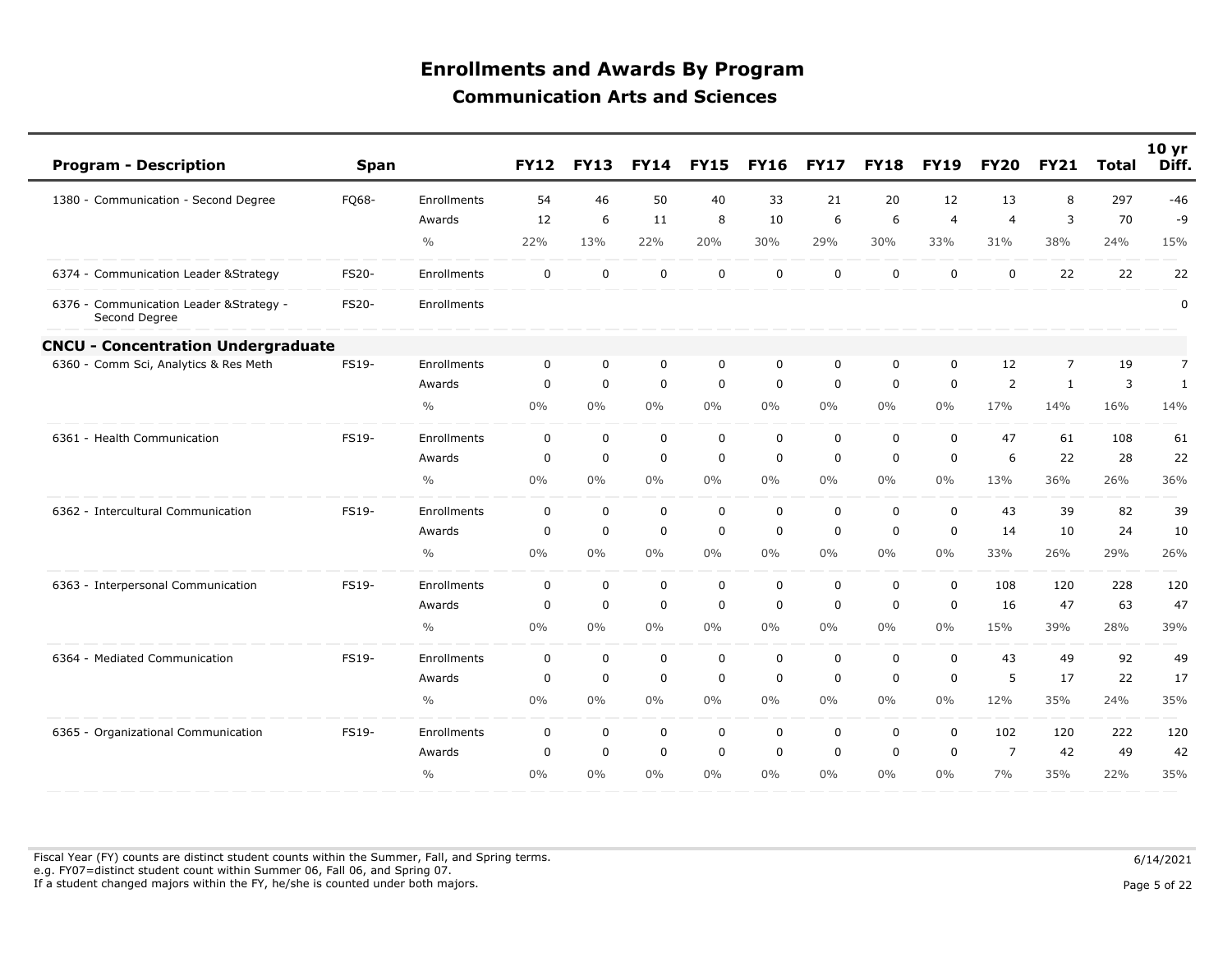# Enrollments and Awards By Program

## Communication Arts and Sciences

| Program - Description | Span | | FY12 | FY13 | FY14 | FY15 | FY16 | FY17 | FY18 | FY19 | FY20 | FY21 | Total | 10 yr Diff. |
|---|---|---|---|---|---|---|---|---|---|---|---|---|---|---|
| 1380 - Communication - Second Degree | FQ68- | Enrollments | 54 | 46 | 50 | 40 | 33 | 21 | 20 | 12 | 13 | 8 | 297 | -46 |
| | | Awards | 12 | 6 | 11 | 8 | 10 | 6 | 6 | 4 | 4 | 3 | 70 | -9 |
| | | % | 22% | 13% | 22% | 20% | 30% | 29% | 30% | 33% | 31% | 38% | 24% | 15% |
| 6374 - Communication Leader &Strategy | FS20- | Enrollments | 0 | 0 | 0 | 0 | 0 | 0 | 0 | 0 | 0 | 22 | 22 | 22 |
| 6376 - Communication Leader &Strategy - Second Degree | FS20- | Enrollments | | | | | | | | | | | | 0 |
| **CNCU - Concentration Undergraduate** | | | | | | | | | | | | | | |
| 6360 - Comm Sci, Analytics & Res Meth | FS19- | Enrollments | 0 | 0 | 0 | 0 | 0 | 0 | 0 | 0 | 12 | 7 | 19 | 7 |
| | | Awards | 0 | 0 | 0 | 0 | 0 | 0 | 0 | 0 | 2 | 1 | 3 | 1 |
| | | % | 0% | 0% | 0% | 0% | 0% | 0% | 0% | 0% | 17% | 14% | 16% | 14% |
| 6361 - Health Communication | FS19- | Enrollments | 0 | 0 | 0 | 0 | 0 | 0 | 0 | 0 | 47 | 61 | 108 | 61 |
| | | Awards | 0 | 0 | 0 | 0 | 0 | 0 | 0 | 0 | 6 | 22 | 28 | 22 |
| | | % | 0% | 0% | 0% | 0% | 0% | 0% | 0% | 0% | 13% | 36% | 26% | 36% |
| 6362 - Intercultural Communication | FS19- | Enrollments | 0 | 0 | 0 | 0 | 0 | 0 | 0 | 0 | 43 | 39 | 82 | 39 |
| | | Awards | 0 | 0 | 0 | 0 | 0 | 0 | 0 | 0 | 14 | 10 | 24 | 10 |
| | | % | 0% | 0% | 0% | 0% | 0% | 0% | 0% | 0% | 33% | 26% | 29% | 26% |
| 6363 - Interpersonal Communication | FS19- | Enrollments | 0 | 0 | 0 | 0 | 0 | 0 | 0 | 0 | 108 | 120 | 228 | 120 |
| | | Awards | 0 | 0 | 0 | 0 | 0 | 0 | 0 | 0 | 16 | 47 | 63 | 47 |
| | | % | 0% | 0% | 0% | 0% | 0% | 0% | 0% | 0% | 15% | 39% | 28% | 39% |
| 6364 - Mediated Communication | FS19- | Enrollments | 0 | 0 | 0 | 0 | 0 | 0 | 0 | 0 | 43 | 49 | 92 | 49 |
| | | Awards | 0 | 0 | 0 | 0 | 0 | 0 | 0 | 0 | 5 | 17 | 22 | 17 |
| | | % | 0% | 0% | 0% | 0% | 0% | 0% | 0% | 0% | 12% | 35% | 24% | 35% |
| 6365 - Organizational Communication | FS19- | Enrollments | 0 | 0 | 0 | 0 | 0 | 0 | 0 | 0 | 102 | 120 | 222 | 120 |
| | | Awards | 0 | 0 | 0 | 0 | 0 | 0 | 0 | 0 | 7 | 42 | 49 | 42 |
| | | % | 0% | 0% | 0% | 0% | 0% | 0% | 0% | 0% | 7% | 35% | 22% | 35% |

Fiscal Year (FY) counts are distinct student counts within the Summer, Fall, and Spring terms.
e.g. FY07=distinct student count within Summer 06, Fall 06, and Spring 07.
If a student changed majors within the FY, he/she is counted under both majors.

6/14/2021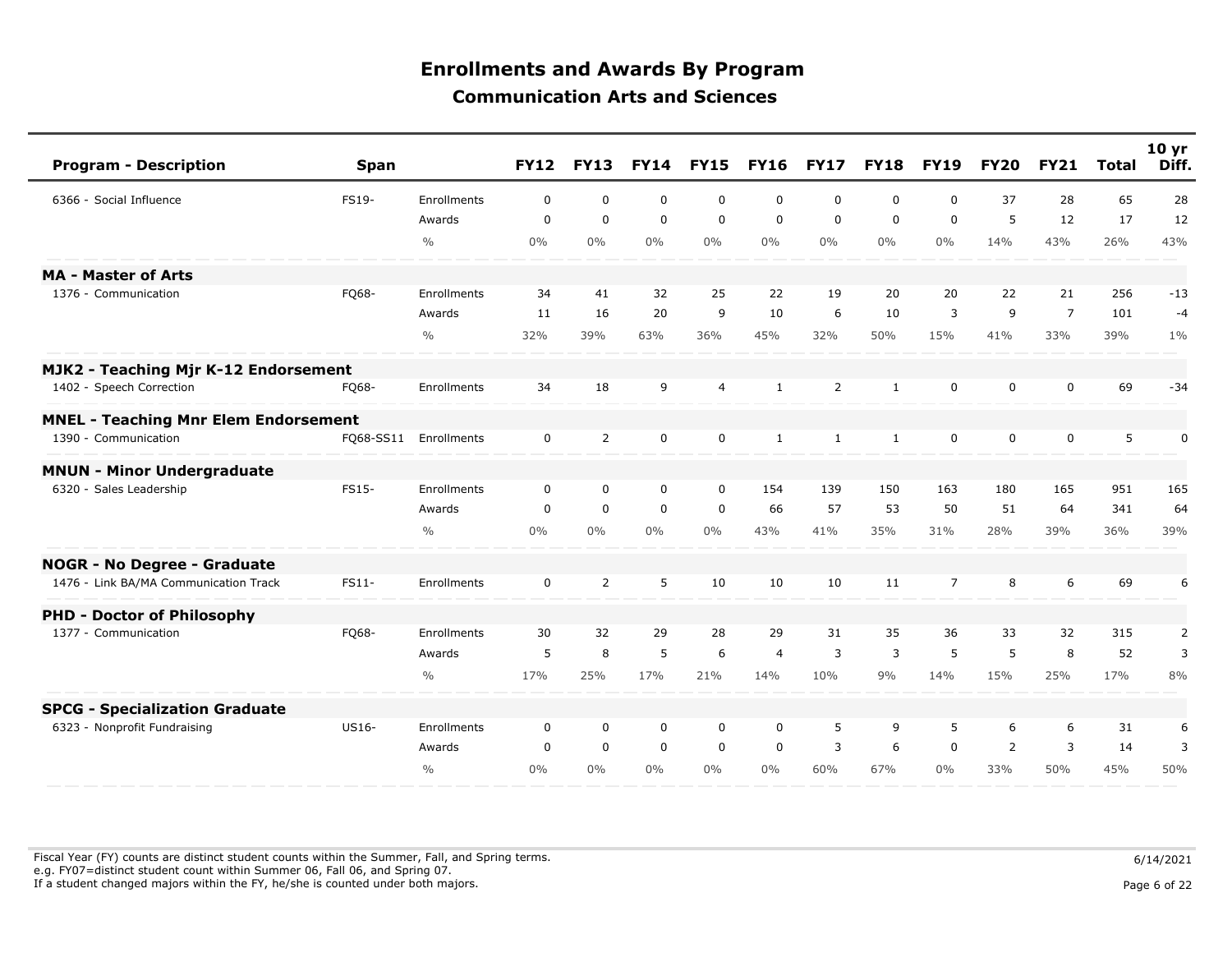# Enrollments and Awards By Program

## Communication Arts and Sciences

| Program - Description | Span | | FY12 | FY13 | FY14 | FY15 | FY16 | FY17 | FY18 | FY19 | FY20 | FY21 | Total | 10 yr Diff. |
|---|---|---|---|---|---|---|---|---|---|---|---|---|---|---|
| 6366 - Social Influence | FS19- | Enrollments | 0 | 0 | 0 | 0 | 0 | 0 | 0 | 0 | 37 | 28 | 65 | 28 |
| | | Awards | 0 | 0 | 0 | 0 | 0 | 0 | 0 | 0 | 5 | 12 | 17 | 12 |
| | | % | 0% | 0% | 0% | 0% | 0% | 0% | 0% | 0% | 14% | 43% | 26% | 43% |
| **MA - Master of Arts** | | | | | | | | | | | | | | |
| 1376 - Communication | FQ68- | Enrollments | 34 | 41 | 32 | 25 | 22 | 19 | 20 | 20 | 22 | 21 | 256 | -13 |
| | | Awards | 11 | 16 | 20 | 9 | 10 | 6 | 10 | 3 | 9 | 7 | 101 | -4 |
| | | % | 32% | 39% | 63% | 36% | 45% | 32% | 50% | 15% | 41% | 33% | 39% | 1% |
| **MJK2 - Teaching Mjr K-12 Endorsement** | | | | | | | | | | | | | | |
| 1402 - Speech Correction | FQ68- | Enrollments | 34 | 18 | 9 | 4 | 1 | 2 | 1 | 0 | 0 | 0 | 69 | -34 |
| **MNEL - Teaching Mnr Elem Endorsement** | | | | | | | | | | | | | | |
| 1390 - Communication | FQ68-SS11 | Enrollments | 0 | 2 | 0 | 0 | 1 | 1 | 1 | 0 | 0 | 0 | 5 | 0 |
| **MNUN - Minor Undergraduate** | | | | | | | | | | | | | | |
| 6320 - Sales Leadership | FS15- | Enrollments | 0 | 0 | 0 | 0 | 154 | 139 | 150 | 163 | 180 | 165 | 951 | 165 |
| | | Awards | 0 | 0 | 0 | 0 | 66 | 57 | 53 | 50 | 51 | 64 | 341 | 64 |
| | | % | 0% | 0% | 0% | 0% | 43% | 41% | 35% | 31% | 28% | 39% | 36% | 39% |
| **NOGR - No Degree - Graduate** | | | | | | | | | | | | | | |
| 1476 - Link BA/MA Communication Track | FS11- | Enrollments | 0 | 2 | 5 | 10 | 10 | 10 | 11 | 7 | 8 | 6 | 69 | 6 |
| **PHD - Doctor of Philosophy** | | | | | | | | | | | | | | |
| 1377 - Communication | FQ68- | Enrollments | 30 | 32 | 29 | 28 | 29 | 31 | 35 | 36 | 33 | 32 | 315 | 2 |
| | | Awards | 5 | 8 | 5 | 6 | 4 | 3 | 3 | 5 | 5 | 8 | 52 | 3 |
| | | % | 17% | 25% | 17% | 21% | 14% | 10% | 9% | 14% | 15% | 25% | 17% | 8% |
| **SPCG - Specialization Graduate** | | | | | | | | | | | | | | |
| 6323 - Nonprofit Fundraising | US16- | Enrollments | 0 | 0 | 0 | 0 | 0 | 5 | 9 | 5 | 6 | 6 | 31 | 6 |
| | | Awards | 0 | 0 | 0 | 0 | 0 | 3 | 6 | 0 | 2 | 3 | 14 | 3 |
| | | % | 0% | 0% | 0% | 0% | 0% | 60% | 67% | 0% | 33% | 50% | 45% | 50% |

Fiscal Year (FY) counts are distinct student counts within the Summer, Fall, and Spring terms.
e.g. FY07=distinct student count within Summer 06, Fall 06, and Spring 07.
If a student changed majors within the FY, he/she is counted under both majors.

6/14/2021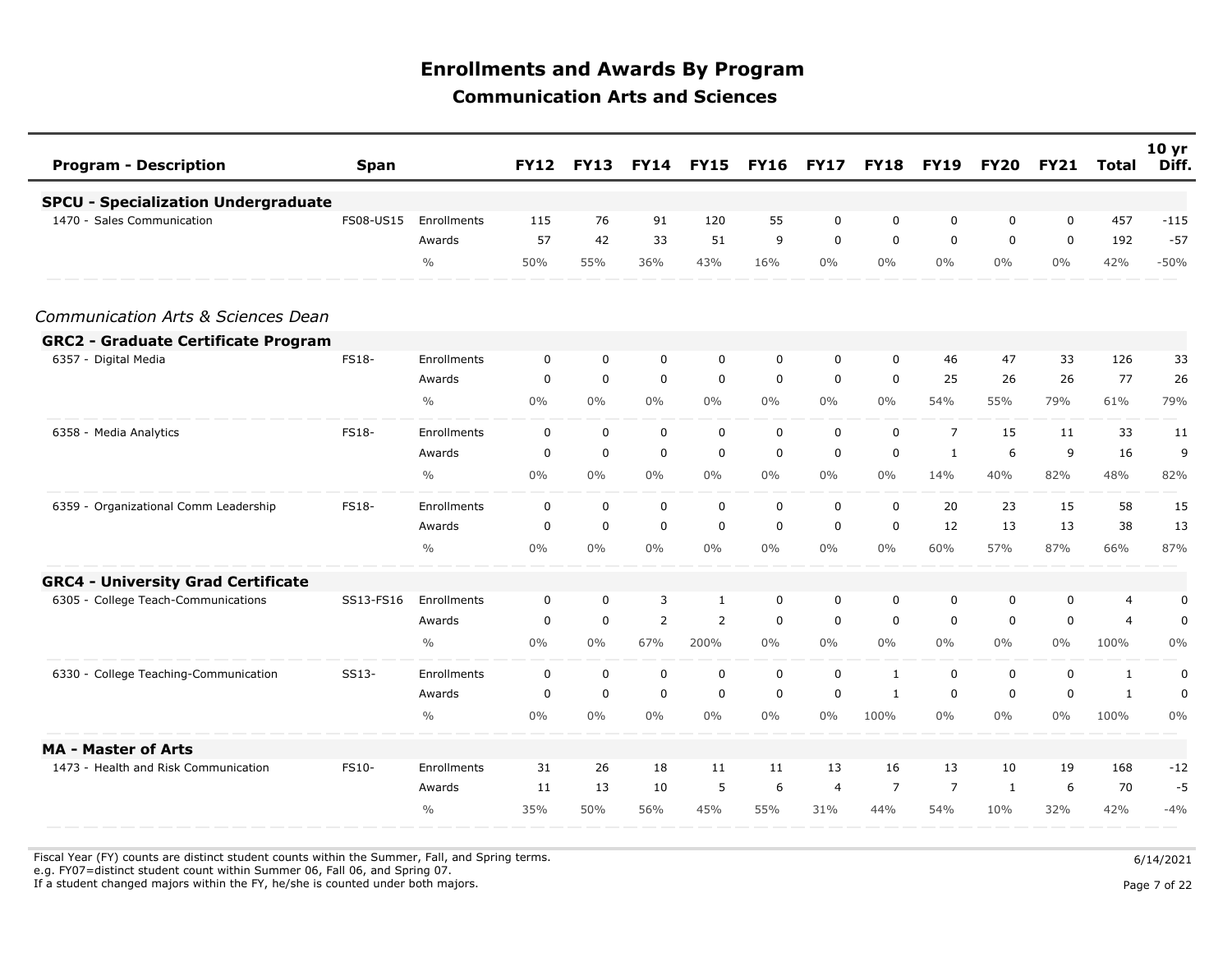# Enrollments and Awards By Program

## Communication Arts and Sciences

| Program - Description | Span | | FY12 | FY13 | FY14 | FY15 | FY16 | FY17 | FY18 | FY19 | FY20 | FY21 | Total | 10 yr Diff. |
|---|---|---|---|---|---|---|---|---|---|---|---|---|---|---|
| **SPCU - Specialization Undergraduate** | | | | | | | | | | | | | | |
| 1470 - Sales Communication | FS08-US15 | Enrollments | 115 | 76 | 91 | 120 | 55 | 0 | 0 | 0 | 0 | 0 | 457 | -115 |
| | | Awards | 57 | 42 | 33 | 51 | 9 | 0 | 0 | 0 | 0 | 0 | 192 | -57 |
| | | % | 50% | 55% | 36% | 43% | 16% | 0% | 0% | 0% | 0% | 0% | 42% | -50% |

*Communication Arts & Sciences Dean*

| Program - Description | Span | | FY12 | FY13 | FY14 | FY15 | FY16 | FY17 | FY18 | FY19 | FY20 | FY21 | Total | 10 yr Diff. |
|---|---|---|---|---|---|---|---|---|---|---|---|---|---|---|
| **GRC2 - Graduate Certificate Program** | | | | | | | | | | | | | | |
| 6357 - Digital Media | FS18- | Enrollments | 0 | 0 | 0 | 0 | 0 | 0 | 0 | 46 | 47 | 33 | 126 | 33 |
| | | Awards | 0 | 0 | 0 | 0 | 0 | 0 | 0 | 25 | 26 | 26 | 77 | 26 |
| | | % | 0% | 0% | 0% | 0% | 0% | 0% | 0% | 54% | 55% | 79% | 61% | 79% |
| 6358 - Media Analytics | FS18- | Enrollments | 0 | 0 | 0 | 0 | 0 | 0 | 0 | 7 | 15 | 11 | 33 | 11 |
| | | Awards | 0 | 0 | 0 | 0 | 0 | 0 | 0 | 1 | 6 | 9 | 16 | 9 |
| | | % | 0% | 0% | 0% | 0% | 0% | 0% | 0% | 14% | 40% | 82% | 48% | 82% |
| 6359 - Organizational Comm Leadership | FS18- | Enrollments | 0 | 0 | 0 | 0 | 0 | 0 | 0 | 20 | 23 | 15 | 58 | 15 |
| | | Awards | 0 | 0 | 0 | 0 | 0 | 0 | 0 | 12 | 13 | 13 | 38 | 13 |
| | | % | 0% | 0% | 0% | 0% | 0% | 0% | 0% | 60% | 57% | 87% | 66% | 87% |
| **GRC4 - University Grad Certificate** | | | | | | | | | | | | | | |
| 6305 - College Teach-Communications | SS13-FS16 | Enrollments | 0 | 0 | 3 | 1 | 0 | 0 | 0 | 0 | 0 | 0 | 4 | 0 |
| | | Awards | 0 | 0 | 2 | 2 | 0 | 0 | 0 | 0 | 0 | 0 | 4 | 0 |
| | | % | 0% | 0% | 67% | 200% | 0% | 0% | 0% | 0% | 0% | 0% | 100% | 0% |
| 6330 - College Teaching-Communication | SS13- | Enrollments | 0 | 0 | 0 | 0 | 0 | 0 | 1 | 0 | 0 | 0 | 1 | 0 |
| | | Awards | 0 | 0 | 0 | 0 | 0 | 0 | 1 | 0 | 0 | 0 | 1 | 0 |
| | | % | 0% | 0% | 0% | 0% | 0% | 0% | 100% | 0% | 0% | 0% | 100% | 0% |
| **MA - Master of Arts** | | | | | | | | | | | | | | |
| 1473 - Health and Risk Communication | FS10- | Enrollments | 31 | 26 | 18 | 11 | 11 | 13 | 16 | 13 | 10 | 19 | 168 | -12 |
| | | Awards | 11 | 13 | 10 | 5 | 6 | 4 | 7 | 7 | 1 | 6 | 70 | -5 |
| | | % | 35% | 50% | 56% | 45% | 55% | 31% | 44% | 54% | 10% | 32% | 42% | -4% |

Fiscal Year (FY) counts are distinct student counts within the Summer, Fall, and Spring terms.
e.g. FY07=distinct student count within Summer 06, Fall 06, and Spring 07.
If a student changed majors within the FY, he/she is counted under both majors.

6/14/2021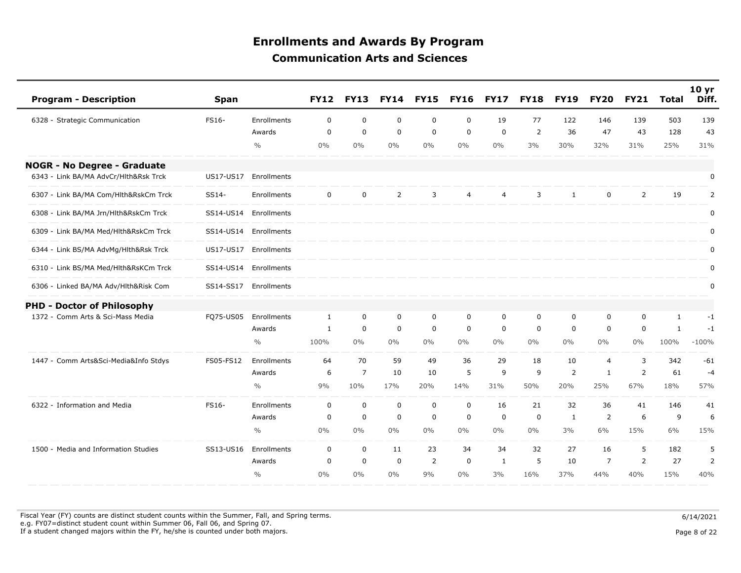# Enrollments and Awards By Program

## Communication Arts and Sciences

| Program - Description | Span | | FY12 | FY13 | FY14 | FY15 | FY16 | FY17 | FY18 | FY19 | FY20 | FY21 | Total | 10 yr Diff. |
|---|---|---|---|---|---|---|---|---|---|---|---|---|---|---|
| 6328 - Strategic Communication | FS16- | Enrollments | 0 | 0 | 0 | 0 | 0 | 19 | 77 | 122 | 146 | 139 | 503 | 139 |
| | | Awards | 0 | 0 | 0 | 0 | 0 | 0 | 2 | 36 | 47 | 43 | 128 | 43 |
| | | % | 0% | 0% | 0% | 0% | 0% | 0% | 3% | 30% | 32% | 31% | 25% | 31% |
| **NOGR - No Degree - Graduate** | | | | | | | | | | | | | | |
| 6343 - Link BA/MA AdvCr/Hlth&Rsk Trck | US17-US17 | Enrollments | | | | | | | | | | | | 0 |
| 6307 - Link BA/MA Com/Hlth&RskCm Trck | SS14- | Enrollments | 0 | 0 | 2 | 3 | 4 | 4 | 3 | 1 | 0 | 2 | 19 | 2 |
| 6308 - Link BA/MA Jrn/Hlth&RskCm Trck | SS14-US14 | Enrollments | | | | | | | | | | | | 0 |
| 6309 - Link BA/MA Med/Hlth&RskCm Trck | SS14-US14 | Enrollments | | | | | | | | | | | | 0 |
| 6344 - Link BS/MA AdvMg/Hlth&Rsk Trck | US17-US17 | Enrollments | | | | | | | | | | | | 0 |
| 6310 - Link BS/MA Med/Hlth&RsKCm Trck | SS14-US14 | Enrollments | | | | | | | | | | | | 0 |
| 6306 - Linked BA/MA Adv/Hlth&Risk Com | SS14-SS17 | Enrollments | | | | | | | | | | | | 0 |
| **PHD - Doctor of Philosophy** | | | | | | | | | | | | | | |
| 1372 - Comm Arts & Sci-Mass Media | FQ75-US05 | Enrollments | 1 | 0 | 0 | 0 | 0 | 0 | 0 | 0 | 0 | 0 | 1 | -1 |
| | | Awards | 1 | 0 | 0 | 0 | 0 | 0 | 0 | 0 | 0 | 0 | 1 | -1 |
| | | % | 100% | 0% | 0% | 0% | 0% | 0% | 0% | 0% | 0% | 0% | 100% | -100% |
| 1447 - Comm Arts&Sci-Media&Info Stdys | FS05-FS12 | Enrollments | 64 | 70 | 59 | 49 | 36 | 29 | 18 | 10 | 4 | 3 | 342 | -61 |
| | | Awards | 6 | 7 | 10 | 10 | 5 | 9 | 9 | 2 | 1 | 2 | 61 | -4 |
| | | % | 9% | 10% | 17% | 20% | 14% | 31% | 50% | 20% | 25% | 67% | 18% | 57% |
| 6322 - Information and Media | FS16- | Enrollments | 0 | 0 | 0 | 0 | 0 | 16 | 21 | 32 | 36 | 41 | 146 | 41 |
| | | Awards | 0 | 0 | 0 | 0 | 0 | 0 | 0 | 1 | 2 | 6 | 9 | 6 |
| | | % | 0% | 0% | 0% | 0% | 0% | 0% | 0% | 3% | 6% | 15% | 6% | 15% |
| 1500 - Media and Information Studies | SS13-US16 | Enrollments | 0 | 0 | 11 | 23 | 34 | 34 | 32 | 27 | 16 | 5 | 182 | 5 |
| | | Awards | 0 | 0 | 0 | 2 | 0 | 1 | 5 | 10 | 7 | 2 | 27 | 2 |
| | | % | 0% | 0% | 0% | 9% | 0% | 3% | 16% | 37% | 44% | 40% | 15% | 40% |

Fiscal Year (FY) counts are distinct student counts within the Summer, Fall, and Spring terms.
e.g. FY07=distinct student count within Summer 06, Fall 06, and Spring 07.
If a student changed majors within the FY, he/she is counted under both majors.

6/14/2021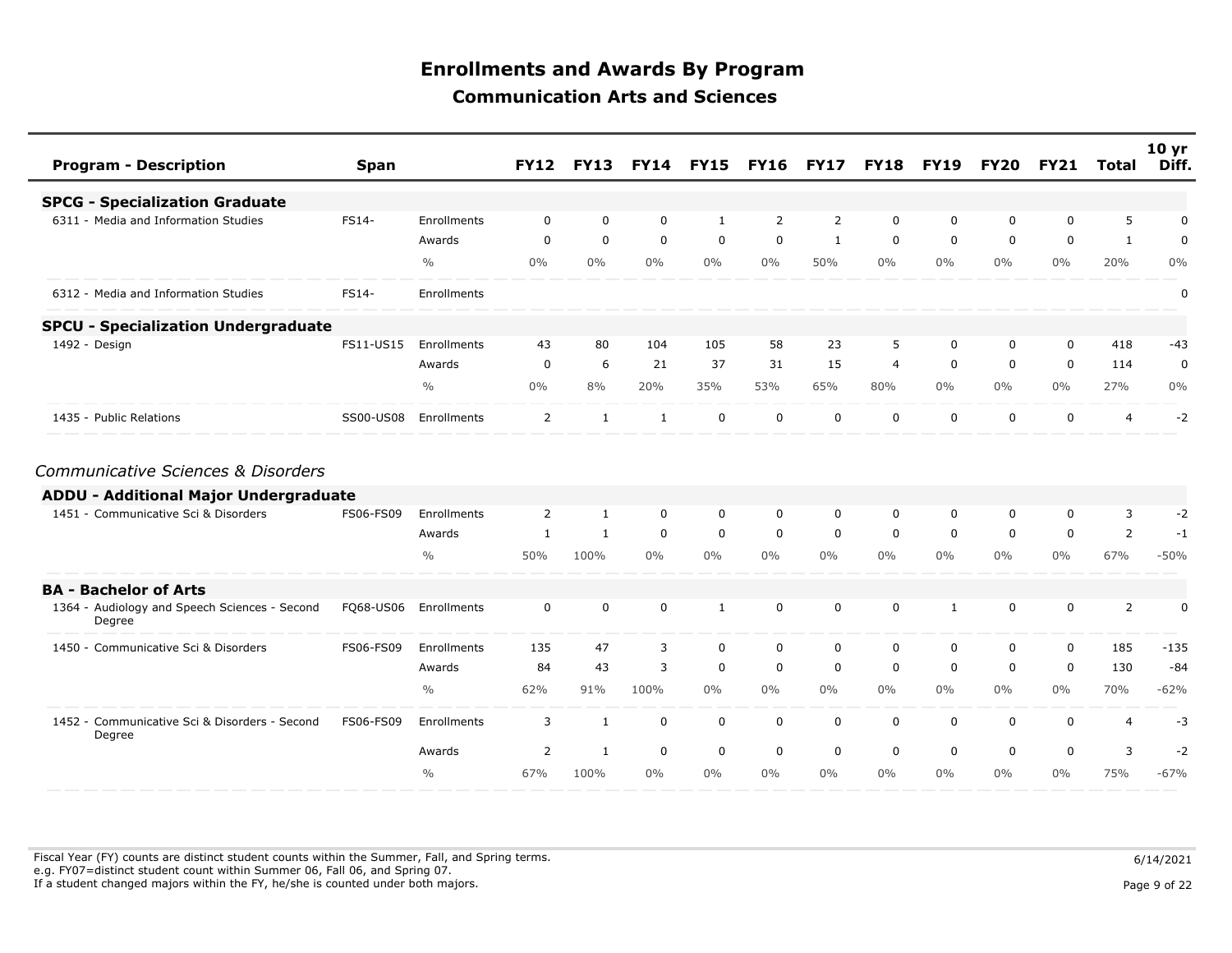# Enrollments and Awards By Program

## Communication Arts and Sciences

| Program - Description | Span | | FY12 | FY13 | FY14 | FY15 | FY16 | FY17 | FY18 | FY19 | FY20 | FY21 | Total | 10 yr Diff. |
|---|---|---|---|---|---|---|---|---|---|---|---|---|---|---|
| **SPCG - Specialization Graduate** | | | | | | | | | | | | | | |
| 6311 - Media and Information Studies | FS14- | Enrollments | 0 | 0 | 0 | 1 | 2 | 2 | 0 | 0 | 0 | 0 | 5 | 0 |
| | | Awards | 0 | 0 | 0 | 0 | 0 | 1 | 0 | 0 | 0 | 0 | 1 | 0 |
| | | % | 0% | 0% | 0% | 0% | 0% | 50% | 0% | 0% | 0% | 0% | 20% | 0% |
| 6312 - Media and Information Studies | FS14- | Enrollments | | | | | | | | | | | | 0 |
| **SPCU - Specialization Undergraduate** | | | | | | | | | | | | | | |
| 1492 - Design | FS11-US15 | Enrollments | 43 | 80 | 104 | 105 | 58 | 23 | 5 | 0 | 0 | 0 | 418 | -43 |
| | | Awards | 0 | 6 | 21 | 37 | 31 | 15 | 4 | 0 | 0 | 0 | 114 | 0 |
| | | % | 0% | 8% | 20% | 35% | 53% | 65% | 80% | 0% | 0% | 0% | 27% | 0% |
| 1435 - Public Relations | SS00-US08 | Enrollments | 2 | 1 | 1 | 0 | 0 | 0 | 0 | 0 | 0 | 0 | 4 | -2 |

*Communicative Sciences & Disorders*

| Program - Description | Span | | FY12 | FY13 | FY14 | FY15 | FY16 | FY17 | FY18 | FY19 | FY20 | FY21 | Total | 10 yr Diff. |
|---|---|---|---|---|---|---|---|---|---|---|---|---|---|---|
| **ADDU - Additional Major Undergraduate** | | | | | | | | | | | | | | |
| 1451 - Communicative Sci & Disorders | FS06-FS09 | Enrollments | 2 | 1 | 0 | 0 | 0 | 0 | 0 | 0 | 0 | 0 | 3 | -2 |
| | | Awards | 1 | 1 | 0 | 0 | 0 | 0 | 0 | 0 | 0 | 0 | 2 | -1 |
| | | % | 50% | 100% | 0% | 0% | 0% | 0% | 0% | 0% | 0% | 0% | 67% | -50% |
| **BA - Bachelor of Arts** | | | | | | | | | | | | | | |
| 1364 - Audiology and Speech Sciences - Second Degree | FQ68-US06 | Enrollments | 0 | 0 | 0 | 1 | 0 | 0 | 0 | 1 | 0 | 0 | 2 | 0 |
| 1450 - Communicative Sci & Disorders | FS06-FS09 | Enrollments | 135 | 47 | 3 | 0 | 0 | 0 | 0 | 0 | 0 | 0 | 185 | -135 |
| | | Awards | 84 | 43 | 3 | 0 | 0 | 0 | 0 | 0 | 0 | 0 | 130 | -84 |
| | | % | 62% | 91% | 100% | 0% | 0% | 0% | 0% | 0% | 0% | 0% | 70% | -62% |
| 1452 - Communicative Sci & Disorders - Second Degree | FS06-FS09 | Enrollments | 3 | 1 | 0 | 0 | 0 | 0 | 0 | 0 | 0 | 0 | 4 | -3 |
| | | Awards | 2 | 1 | 0 | 0 | 0 | 0 | 0 | 0 | 0 | 0 | 3 | -2 |
| | | % | 67% | 100% | 0% | 0% | 0% | 0% | 0% | 0% | 0% | 0% | 75% | -67% |

Fiscal Year (FY) counts are distinct student counts within the Summer, Fall, and Spring terms.
e.g. FY07=distinct student count within Summer 06, Fall 06, and Spring 07.
If a student changed majors within the FY, he/she is counted under both majors.

6/14/2021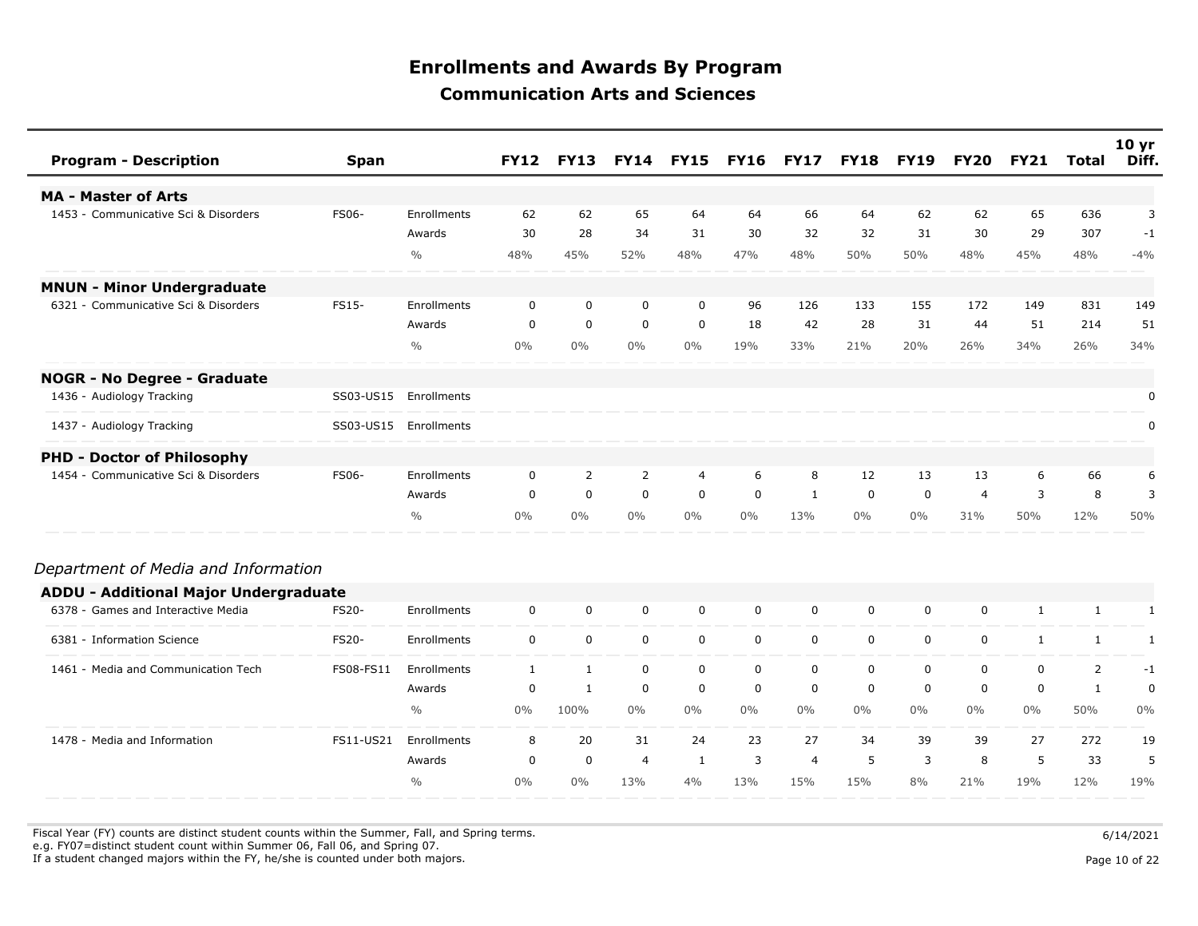# Enrollments and Awards By Program

## Communication Arts and Sciences

| Program - Description | Span | | FY12 | FY13 | FY14 | FY15 | FY16 | FY17 | FY18 | FY19 | FY20 | FY21 | Total | 10 yr Diff. |
|---|---|---|---|---|---|---|---|---|---|---|---|---|---|---|
| **MA - Master of Arts** | | | | | | | | | | | | | | |
| 1453 - Communicative Sci & Disorders | FS06- | Enrollments | 62 | 62 | 65 | 64 | 64 | 66 | 64 | 62 | 62 | 65 | 636 | 3 |
| | | Awards | 30 | 28 | 34 | 31 | 30 | 32 | 32 | 31 | 30 | 29 | 307 | -1 |
| | | % | 48% | 45% | 52% | 48% | 47% | 48% | 50% | 50% | 48% | 45% | 48% | -4% |
| **MNUN - Minor Undergraduate** | | | | | | | | | | | | | | |
| 6321 - Communicative Sci & Disorders | FS15- | Enrollments | 0 | 0 | 0 | 0 | 96 | 126 | 133 | 155 | 172 | 149 | 831 | 149 |
| | | Awards | 0 | 0 | 0 | 0 | 18 | 42 | 28 | 31 | 44 | 51 | 214 | 51 |
| | | % | 0% | 0% | 0% | 0% | 19% | 33% | 21% | 20% | 26% | 34% | 26% | 34% |
| **NOGR - No Degree - Graduate** | | | | | | | | | | | | | | |
| 1436 - Audiology Tracking | SS03-US15 | Enrollments | | | | | | | | | | | | 0 |
| 1437 - Audiology Tracking | SS03-US15 | Enrollments | | | | | | | | | | | | 0 |
| **PHD - Doctor of Philosophy** | | | | | | | | | | | | | | |
| 1454 - Communicative Sci & Disorders | FS06- | Enrollments | 0 | 2 | 2 | 4 | 6 | 8 | 12 | 13 | 13 | 6 | 66 | 6 |
| | | Awards | 0 | 0 | 0 | 0 | 0 | 1 | 0 | 0 | 4 | 3 | 8 | 3 |
| | | % | 0% | 0% | 0% | 0% | 0% | 13% | 0% | 0% | 31% | 50% | 12% | 50% |

*Department of Media and Information*

| Program - Description | Span | | FY12 | FY13 | FY14 | FY15 | FY16 | FY17 | FY18 | FY19 | FY20 | FY21 | Total | 10 yr Diff. |
|---|---|---|---|---|---|---|---|---|---|---|---|---|---|---|
| **ADDU - Additional Major Undergraduate** | | | | | | | | | | | | | | |
| 6378 - Games and Interactive Media | FS20- | Enrollments | 0 | 0 | 0 | 0 | 0 | 0 | 0 | 0 | 0 | 1 | 1 | 1 |
| 6381 - Information Science | FS20- | Enrollments | 0 | 0 | 0 | 0 | 0 | 0 | 0 | 0 | 0 | 1 | 1 | 1 |
| 1461 - Media and Communication Tech | FS08-FS11 | Enrollments | 1 | 1 | 0 | 0 | 0 | 0 | 0 | 0 | 0 | 0 | 2 | -1 |
| | | Awards | 0 | 1 | 0 | 0 | 0 | 0 | 0 | 0 | 0 | 0 | 1 | 0 |
| | | % | 0% | 100% | 0% | 0% | 0% | 0% | 0% | 0% | 0% | 0% | 50% | 0% |
| 1478 - Media and Information | FS11-US21 | Enrollments | 8 | 20 | 31 | 24 | 23 | 27 | 34 | 39 | 39 | 27 | 272 | 19 |
| | | Awards | 0 | 0 | 4 | 1 | 3 | 4 | 5 | 3 | 8 | 5 | 33 | 5 |
| | | % | 0% | 0% | 13% | 4% | 13% | 15% | 15% | 8% | 21% | 19% | 12% | 19% |

Fiscal Year (FY) counts are distinct student counts within the Summer, Fall, and Spring terms.
e.g. FY07=distinct student count within Summer 06, Fall 06, and Spring 07.
If a student changed majors within the FY, he/she is counted under both majors.

6/14/2021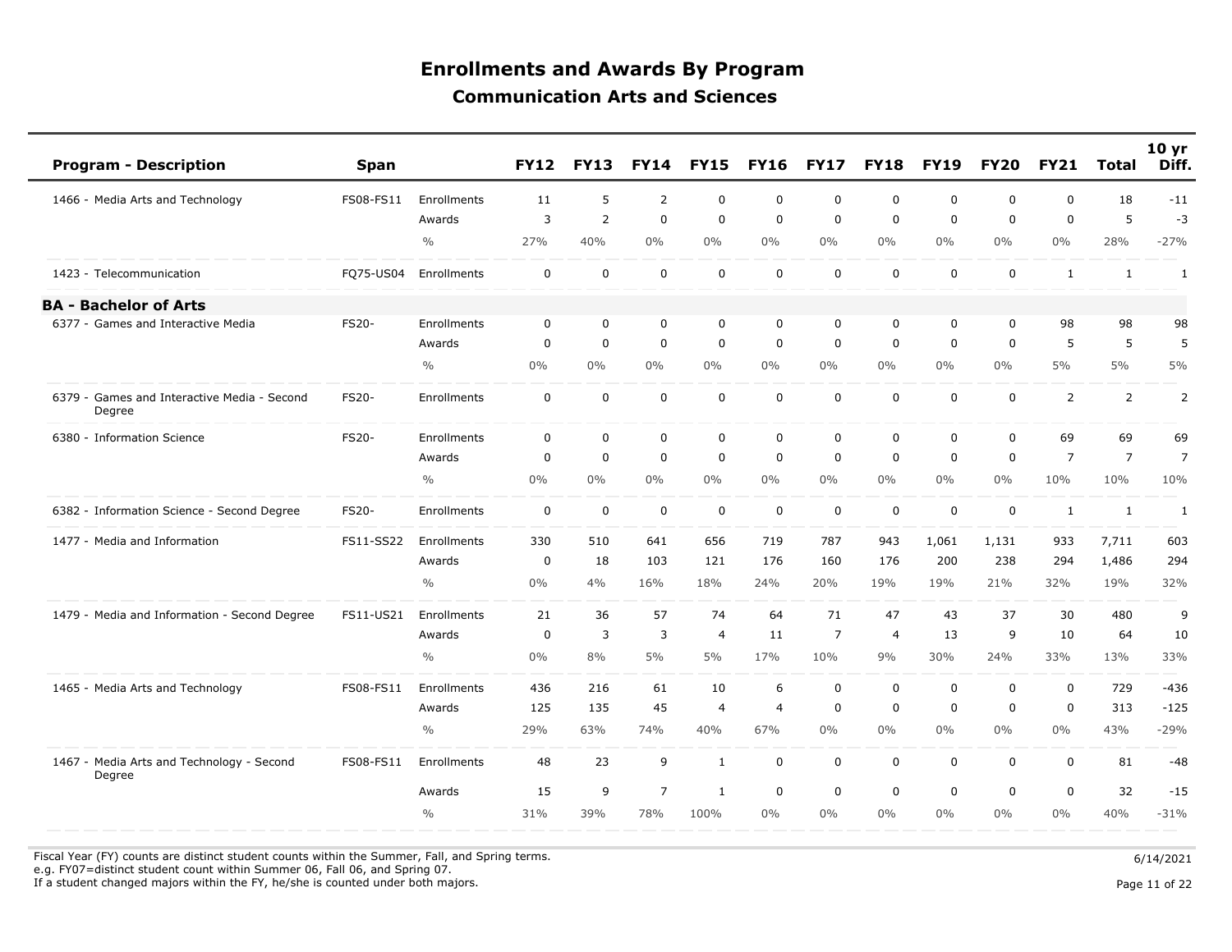# Enrollments and Awards By Program

## Communication Arts and Sciences

| Program - Description | Span | | FY12 | FY13 | FY14 | FY15 | FY16 | FY17 | FY18 | FY19 | FY20 | FY21 | Total | 10 yr Diff. |
|---|---|---|---|---|---|---|---|---|---|---|---|---|---|---|
| 1466 - Media Arts and Technology | FS08-FS11 | Enrollments | 11 | 5 | 2 | 0 | 0 | 0 | 0 | 0 | 0 | 0 | 18 | -11 |
| | | Awards | 3 | 2 | 0 | 0 | 0 | 0 | 0 | 0 | 0 | 0 | 5 | -3 |
| | | % | 27% | 40% | 0% | 0% | 0% | 0% | 0% | 0% | 0% | 0% | 28% | -27% |
| 1423 - Telecommunication | FQ75-US04 | Enrollments | 0 | 0 | 0 | 0 | 0 | 0 | 0 | 0 | 0 | 1 | 1 | 1 |
| **BA - Bachelor of Arts** | | | | | | | | | | | | | | |
| 6377 - Games and Interactive Media | FS20- | Enrollments | 0 | 0 | 0 | 0 | 0 | 0 | 0 | 0 | 0 | 98 | 98 | 98 |
| | | Awards | 0 | 0 | 0 | 0 | 0 | 0 | 0 | 0 | 0 | 5 | 5 | 5 |
| | | % | 0% | 0% | 0% | 0% | 0% | 0% | 0% | 0% | 0% | 5% | 5% | 5% |
| 6379 - Games and Interactive Media - Second Degree | FS20- | Enrollments | 0 | 0 | 0 | 0 | 0 | 0 | 0 | 0 | 0 | 2 | 2 | 2 |
| 6380 - Information Science | FS20- | Enrollments | 0 | 0 | 0 | 0 | 0 | 0 | 0 | 0 | 0 | 69 | 69 | 69 |
| | | Awards | 0 | 0 | 0 | 0 | 0 | 0 | 0 | 0 | 0 | 7 | 7 | 7 |
| | | % | 0% | 0% | 0% | 0% | 0% | 0% | 0% | 0% | 0% | 10% | 10% | 10% |
| 6382 - Information Science - Second Degree | FS20- | Enrollments | 0 | 0 | 0 | 0 | 0 | 0 | 0 | 0 | 0 | 1 | 1 | 1 |
| 1477 - Media and Information | FS11-SS22 | Enrollments | 330 | 510 | 641 | 656 | 719 | 787 | 943 | 1,061 | 1,131 | 933 | 7,711 | 603 |
| | | Awards | 0 | 18 | 103 | 121 | 176 | 160 | 176 | 200 | 238 | 294 | 1,486 | 294 |
| | | % | 0% | 4% | 16% | 18% | 24% | 20% | 19% | 19% | 21% | 32% | 19% | 32% |
| 1479 - Media and Information - Second Degree | FS11-US21 | Enrollments | 21 | 36 | 57 | 74 | 64 | 71 | 47 | 43 | 37 | 30 | 480 | 9 |
| | | Awards | 0 | 3 | 3 | 4 | 11 | 7 | 4 | 13 | 9 | 10 | 64 | 10 |
| | | % | 0% | 8% | 5% | 5% | 17% | 10% | 9% | 30% | 24% | 33% | 13% | 33% |
| 1465 - Media Arts and Technology | FS08-FS11 | Enrollments | 436 | 216 | 61 | 10 | 6 | 0 | 0 | 0 | 0 | 0 | 729 | -436 |
| | | Awards | 125 | 135 | 45 | 4 | 4 | 0 | 0 | 0 | 0 | 0 | 313 | -125 |
| | | % | 29% | 63% | 74% | 40% | 67% | 0% | 0% | 0% | 0% | 0% | 43% | -29% |
| 1467 - Media Arts and Technology - Second Degree | FS08-FS11 | Enrollments | 48 | 23 | 9 | 1 | 0 | 0 | 0 | 0 | 0 | 0 | 81 | -48 |
| | | Awards | 15 | 9 | 7 | 1 | 0 | 0 | 0 | 0 | 0 | 0 | 32 | -15 |
| | | % | 31% | 39% | 78% | 100% | 0% | 0% | 0% | 0% | 0% | 0% | 40% | -31% |

Fiscal Year (FY) counts are distinct student counts within the Summer, Fall, and Spring terms.
e.g. FY07=distinct student count within Summer 06, Fall 06, and Spring 07.
If a student changed majors within the FY, he/she is counted under both majors.

6/14/2021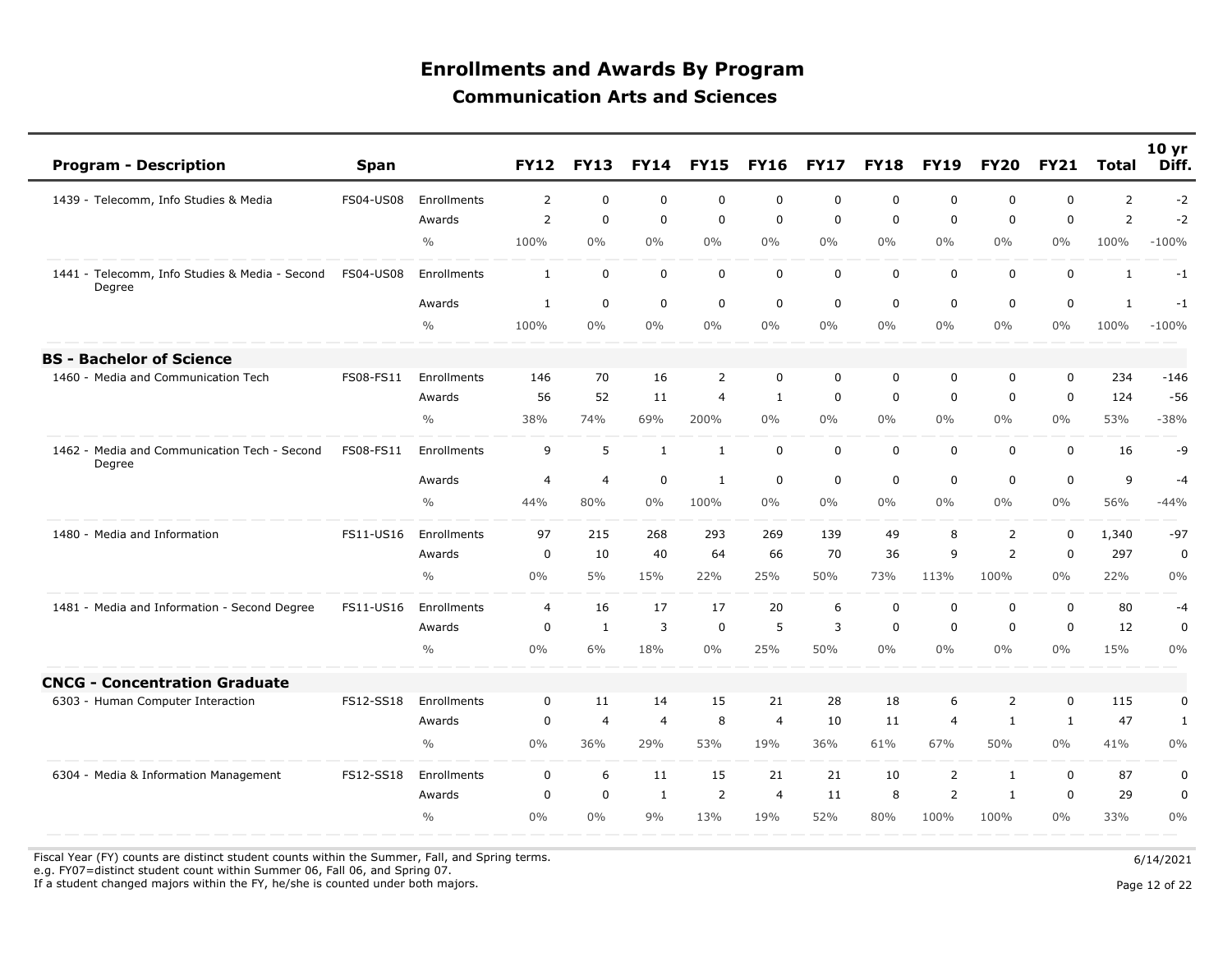# Enrollments and Awards By Program

## Communication Arts and Sciences

| Program - Description | Span | | FY12 | FY13 | FY14 | FY15 | FY16 | FY17 | FY18 | FY19 | FY20 | FY21 | Total | 10 yr Diff. |
|---|---|---|---|---|---|---|---|---|---|---|---|---|---|---|
| 1439 - Telecomm, Info Studies & Media | FS04-US08 | Enrollments | 2 | 0 | 0 | 0 | 0 | 0 | 0 | 0 | 0 | 0 | 2 | -2 |
| | | Awards | 2 | 0 | 0 | 0 | 0 | 0 | 0 | 0 | 0 | 0 | 2 | -2 |
| | | % | 100% | 0% | 0% | 0% | 0% | 0% | 0% | 0% | 0% | 0% | 100% | -100% |
| 1441 - Telecomm, Info Studies & Media - Second Degree | FS04-US08 | Enrollments | 1 | 0 | 0 | 0 | 0 | 0 | 0 | 0 | 0 | 0 | 1 | -1 |
| | | Awards | 1 | 0 | 0 | 0 | 0 | 0 | 0 | 0 | 0 | 0 | 1 | -1 |
| | | % | 100% | 0% | 0% | 0% | 0% | 0% | 0% | 0% | 0% | 0% | 100% | -100% |
| **BS - Bachelor of Science** | | | | | | | | | | | | | | |
| 1460 - Media and Communication Tech | FS08-FS11 | Enrollments | 146 | 70 | 16 | 2 | 0 | 0 | 0 | 0 | 0 | 0 | 234 | -146 |
| | | Awards | 56 | 52 | 11 | 4 | 1 | 0 | 0 | 0 | 0 | 0 | 124 | -56 |
| | | % | 38% | 74% | 69% | 200% | 0% | 0% | 0% | 0% | 0% | 0% | 53% | -38% |
| 1462 - Media and Communication Tech - Second Degree | FS08-FS11 | Enrollments | 9 | 5 | 1 | 1 | 0 | 0 | 0 | 0 | 0 | 0 | 16 | -9 |
| | | Awards | 4 | 4 | 0 | 1 | 0 | 0 | 0 | 0 | 0 | 0 | 9 | -4 |
| | | % | 44% | 80% | 0% | 100% | 0% | 0% | 0% | 0% | 0% | 0% | 56% | -44% |
| 1480 - Media and Information | FS11-US16 | Enrollments | 97 | 215 | 268 | 293 | 269 | 139 | 49 | 8 | 2 | 0 | 1,340 | -97 |
| | | Awards | 0 | 10 | 40 | 64 | 66 | 70 | 36 | 9 | 2 | 0 | 297 | 0 |
| | | % | 0% | 5% | 15% | 22% | 25% | 50% | 73% | 113% | 100% | 0% | 22% | 0% |
| 1481 - Media and Information - Second Degree | FS11-US16 | Enrollments | 4 | 16 | 17 | 17 | 20 | 6 | 0 | 0 | 0 | 0 | 80 | -4 |
| | | Awards | 0 | 1 | 3 | 0 | 5 | 3 | 0 | 0 | 0 | 0 | 12 | 0 |
| | | % | 0% | 6% | 18% | 0% | 25% | 50% | 0% | 0% | 0% | 0% | 15% | 0% |
| **CNCG - Concentration Graduate** | | | | | | | | | | | | | | |
| 6303 - Human Computer Interaction | FS12-SS18 | Enrollments | 0 | 11 | 14 | 15 | 21 | 28 | 18 | 6 | 2 | 0 | 115 | 0 |
| | | Awards | 0 | 4 | 4 | 8 | 4 | 10 | 11 | 4 | 1 | 1 | 47 | 1 |
| | | % | 0% | 36% | 29% | 53% | 19% | 36% | 61% | 67% | 50% | 0% | 41% | 0% |
| 6304 - Media & Information Management | FS12-SS18 | Enrollments | 0 | 6 | 11 | 15 | 21 | 21 | 10 | 2 | 1 | 0 | 87 | 0 |
| | | Awards | 0 | 0 | 1 | 2 | 4 | 11 | 8 | 2 | 1 | 0 | 29 | 0 |
| | | % | 0% | 0% | 9% | 13% | 19% | 52% | 80% | 100% | 100% | 0% | 33% | 0% |

Fiscal Year (FY) counts are distinct student counts within the Summer, Fall, and Spring terms.
e.g. FY07=distinct student count within Summer 06, Fall 06, and Spring 07.
If a student changed majors within the FY, he/she is counted under both majors.

6/14/2021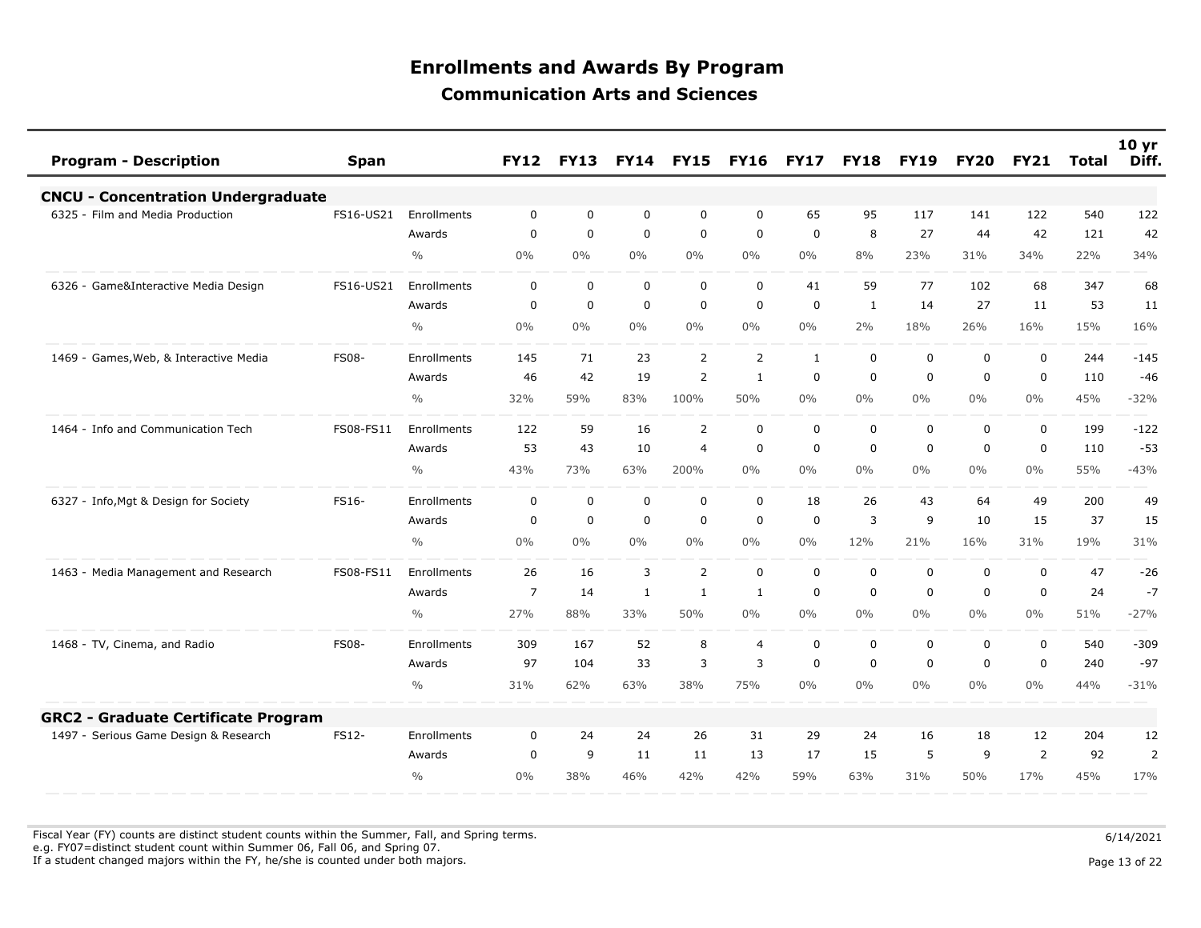# Enrollments and Awards By Program

## Communication Arts and Sciences

| Program - Description | Span | | FY12 | FY13 | FY14 | FY15 | FY16 | FY17 | FY18 | FY19 | FY20 | FY21 | Total | 10 yr Diff. |
|---|---|---|---|---|---|---|---|---|---|---|---|---|---|---|
| **CNCU - Concentration Undergraduate** | | | | | | | | | | | | | | |
| 6325 - Film and Media Production | FS16-US21 | Enrollments | 0 | 0 | 0 | 0 | 0 | 65 | 95 | 117 | 141 | 122 | 540 | 122 |
| | | Awards | 0 | 0 | 0 | 0 | 0 | 0 | 8 | 27 | 44 | 42 | 121 | 42 |
| | | % | 0% | 0% | 0% | 0% | 0% | 0% | 8% | 23% | 31% | 34% | 22% | 34% |
| 6326 - Game&Interactive Media Design | FS16-US21 | Enrollments | 0 | 0 | 0 | 0 | 0 | 41 | 59 | 77 | 102 | 68 | 347 | 68 |
| | | Awards | 0 | 0 | 0 | 0 | 0 | 0 | 1 | 14 | 27 | 11 | 53 | 11 |
| | | % | 0% | 0% | 0% | 0% | 0% | 0% | 2% | 18% | 26% | 16% | 15% | 16% |
| 1469 - Games,Web, & Interactive Media | FS08- | Enrollments | 145 | 71 | 23 | 2 | 2 | 1 | 0 | 0 | 0 | 0 | 244 | -145 |
| | | Awards | 46 | 42 | 19 | 2 | 1 | 0 | 0 | 0 | 0 | 0 | 110 | -46 |
| | | % | 32% | 59% | 83% | 100% | 50% | 0% | 0% | 0% | 0% | 0% | 45% | -32% |
| 1464 - Info and Communication Tech | FS08-FS11 | Enrollments | 122 | 59 | 16 | 2 | 0 | 0 | 0 | 0 | 0 | 0 | 199 | -122 |
| | | Awards | 53 | 43 | 10 | 4 | 0 | 0 | 0 | 0 | 0 | 0 | 110 | -53 |
| | | % | 43% | 73% | 63% | 200% | 0% | 0% | 0% | 0% | 0% | 0% | 55% | -43% |
| 6327 - Info,Mgt & Design for Society | FS16- | Enrollments | 0 | 0 | 0 | 0 | 0 | 18 | 26 | 43 | 64 | 49 | 200 | 49 |
| | | Awards | 0 | 0 | 0 | 0 | 0 | 0 | 3 | 9 | 10 | 15 | 37 | 15 |
| | | % | 0% | 0% | 0% | 0% | 0% | 0% | 12% | 21% | 16% | 31% | 19% | 31% |
| 1463 - Media Management and Research | FS08-FS11 | Enrollments | 26 | 16 | 3 | 2 | 0 | 0 | 0 | 0 | 0 | 0 | 47 | -26 |
| | | Awards | 7 | 14 | 1 | 1 | 1 | 0 | 0 | 0 | 0 | 0 | 24 | -7 |
| | | % | 27% | 88% | 33% | 50% | 0% | 0% | 0% | 0% | 0% | 0% | 51% | -27% |
| 1468 - TV, Cinema, and Radio | FS08- | Enrollments | 309 | 167 | 52 | 8 | 4 | 0 | 0 | 0 | 0 | 0 | 540 | -309 |
| | | Awards | 97 | 104 | 33 | 3 | 3 | 0 | 0 | 0 | 0 | 0 | 240 | -97 |
| | | % | 31% | 62% | 63% | 38% | 75% | 0% | 0% | 0% | 0% | 0% | 44% | -31% |
| **GRC2 - Graduate Certificate Program** | | | | | | | | | | | | | | |
| 1497 - Serious Game Design & Research | FS12- | Enrollments | 0 | 24 | 24 | 26 | 31 | 29 | 24 | 16 | 18 | 12 | 204 | 12 |
| | | Awards | 0 | 9 | 11 | 11 | 13 | 17 | 15 | 5 | 9 | 2 | 92 | 2 |
| | | % | 0% | 38% | 46% | 42% | 42% | 59% | 63% | 31% | 50% | 17% | 45% | 17% |

Fiscal Year (FY) counts are distinct student counts within the Summer, Fall, and Spring terms.
e.g. FY07=distinct student count within Summer 06, Fall 06, and Spring 07.
If a student changed majors within the FY, he/she is counted under both majors.

6/14/2021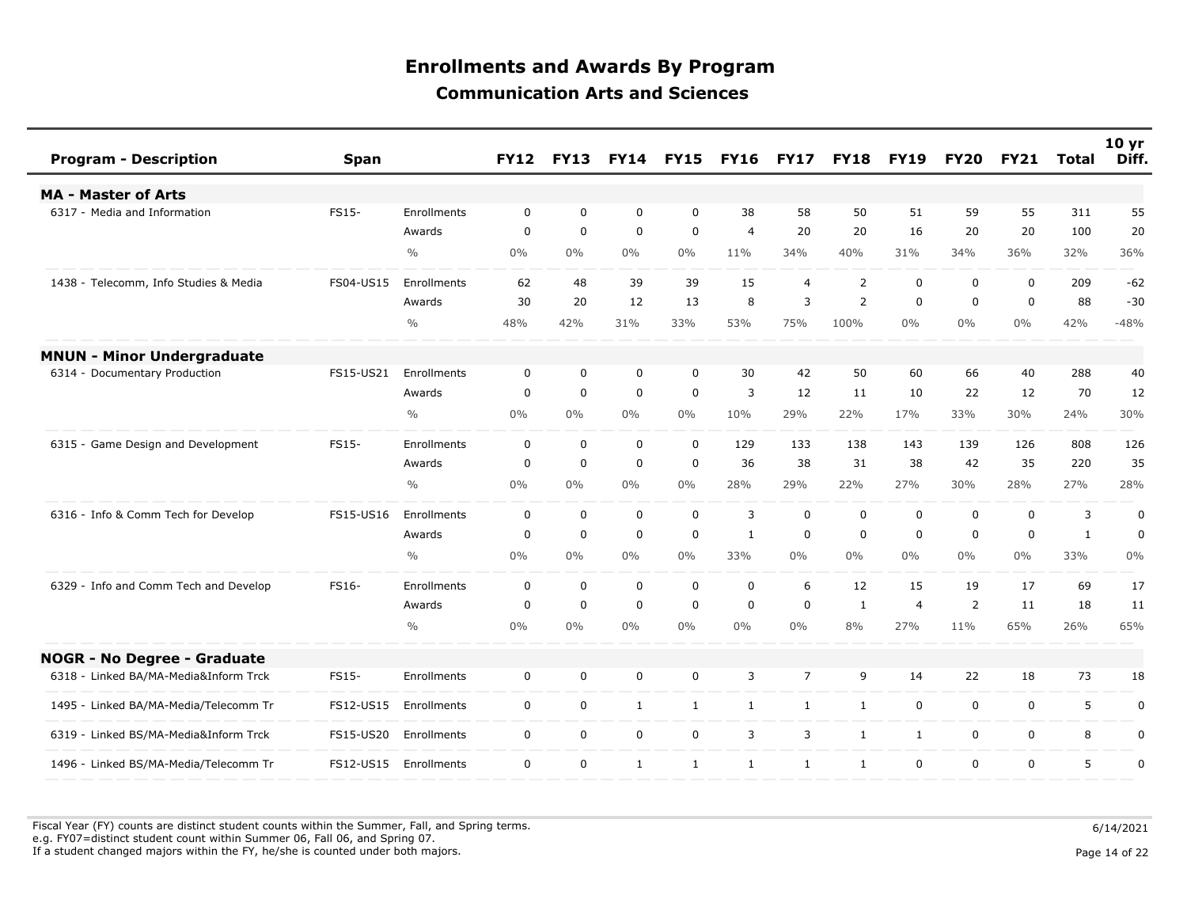# Enrollments and Awards By Program

## Communication Arts and Sciences

| Program - Description | Span | | FY12 | FY13 | FY14 | FY15 | FY16 | FY17 | FY18 | FY19 | FY20 | FY21 | Total | 10 yr Diff. |
|---|---|---|---|---|---|---|---|---|---|---|---|---|---|---|
| **MA - Master of Arts** | | | | | | | | | | | | | | |
| 6317 - Media and Information | FS15- | Enrollments | 0 | 0 | 0 | 0 | 38 | 58 | 50 | 51 | 59 | 55 | 311 | 55 |
| | | Awards | 0 | 0 | 0 | 0 | 4 | 20 | 20 | 16 | 20 | 20 | 100 | 20 |
| | | % | 0% | 0% | 0% | 0% | 11% | 34% | 40% | 31% | 34% | 36% | 32% | 36% |
| 1438 - Telecomm, Info Studies & Media | FS04-US15 | Enrollments | 62 | 48 | 39 | 39 | 15 | 4 | 2 | 0 | 0 | 0 | 209 | -62 |
| | | Awards | 30 | 20 | 12 | 13 | 8 | 3 | 2 | 0 | 0 | 0 | 88 | -30 |
| | | % | 48% | 42% | 31% | 33% | 53% | 75% | 100% | 0% | 0% | 0% | 42% | -48% |
| **MNUN - Minor Undergraduate** | | | | | | | | | | | | | | |
| 6314 - Documentary Production | FS15-US21 | Enrollments | 0 | 0 | 0 | 0 | 30 | 42 | 50 | 60 | 66 | 40 | 288 | 40 |
| | | Awards | 0 | 0 | 0 | 0 | 3 | 12 | 11 | 10 | 22 | 12 | 70 | 12 |
| | | % | 0% | 0% | 0% | 0% | 10% | 29% | 22% | 17% | 33% | 30% | 24% | 30% |
| 6315 - Game Design and Development | FS15- | Enrollments | 0 | 0 | 0 | 0 | 129 | 133 | 138 | 143 | 139 | 126 | 808 | 126 |
| | | Awards | 0 | 0 | 0 | 0 | 36 | 38 | 31 | 38 | 42 | 35 | 220 | 35 |
| | | % | 0% | 0% | 0% | 0% | 28% | 29% | 22% | 27% | 30% | 28% | 27% | 28% |
| 6316 - Info & Comm Tech for Develop | FS15-US16 | Enrollments | 0 | 0 | 0 | 0 | 3 | 0 | 0 | 0 | 0 | 0 | 3 | 0 |
| | | Awards | 0 | 0 | 0 | 0 | 1 | 0 | 0 | 0 | 0 | 0 | 1 | 0 |
| | | % | 0% | 0% | 0% | 0% | 33% | 0% | 0% | 0% | 0% | 0% | 33% | 0% |
| 6329 - Info and Comm Tech and Develop | FS16- | Enrollments | 0 | 0 | 0 | 0 | 0 | 6 | 12 | 15 | 19 | 17 | 69 | 17 |
| | | Awards | 0 | 0 | 0 | 0 | 0 | 0 | 1 | 4 | 2 | 11 | 18 | 11 |
| | | % | 0% | 0% | 0% | 0% | 0% | 0% | 8% | 27% | 11% | 65% | 26% | 65% |
| **NOGR - No Degree - Graduate** | | | | | | | | | | | | | | |
| 6318 - Linked BA/MA-Media&Inform Trck | FS15- | Enrollments | 0 | 0 | 0 | 0 | 3 | 7 | 9 | 14 | 22 | 18 | 73 | 18 |
| 1495 - Linked BA/MA-Media/Telecomm Tr | FS12-US15 | Enrollments | 0 | 0 | 1 | 1 | 1 | 1 | 1 | 0 | 0 | 0 | 5 | 0 |
| 6319 - Linked BS/MA-Media&Inform Trck | FS15-US20 | Enrollments | 0 | 0 | 0 | 0 | 3 | 3 | 1 | 1 | 0 | 0 | 8 | 0 |
| 1496 - Linked BS/MA-Media/Telecomm Tr | FS12-US15 | Enrollments | 0 | 0 | 1 | 1 | 1 | 1 | 1 | 0 | 0 | 0 | 5 | 0 |

Fiscal Year (FY) counts are distinct student counts within the Summer, Fall, and Spring terms.
e.g. FY07=distinct student count within Summer 06, Fall 06, and Spring 07.
If a student changed majors within the FY, he/she is counted under both majors.

6/14/2021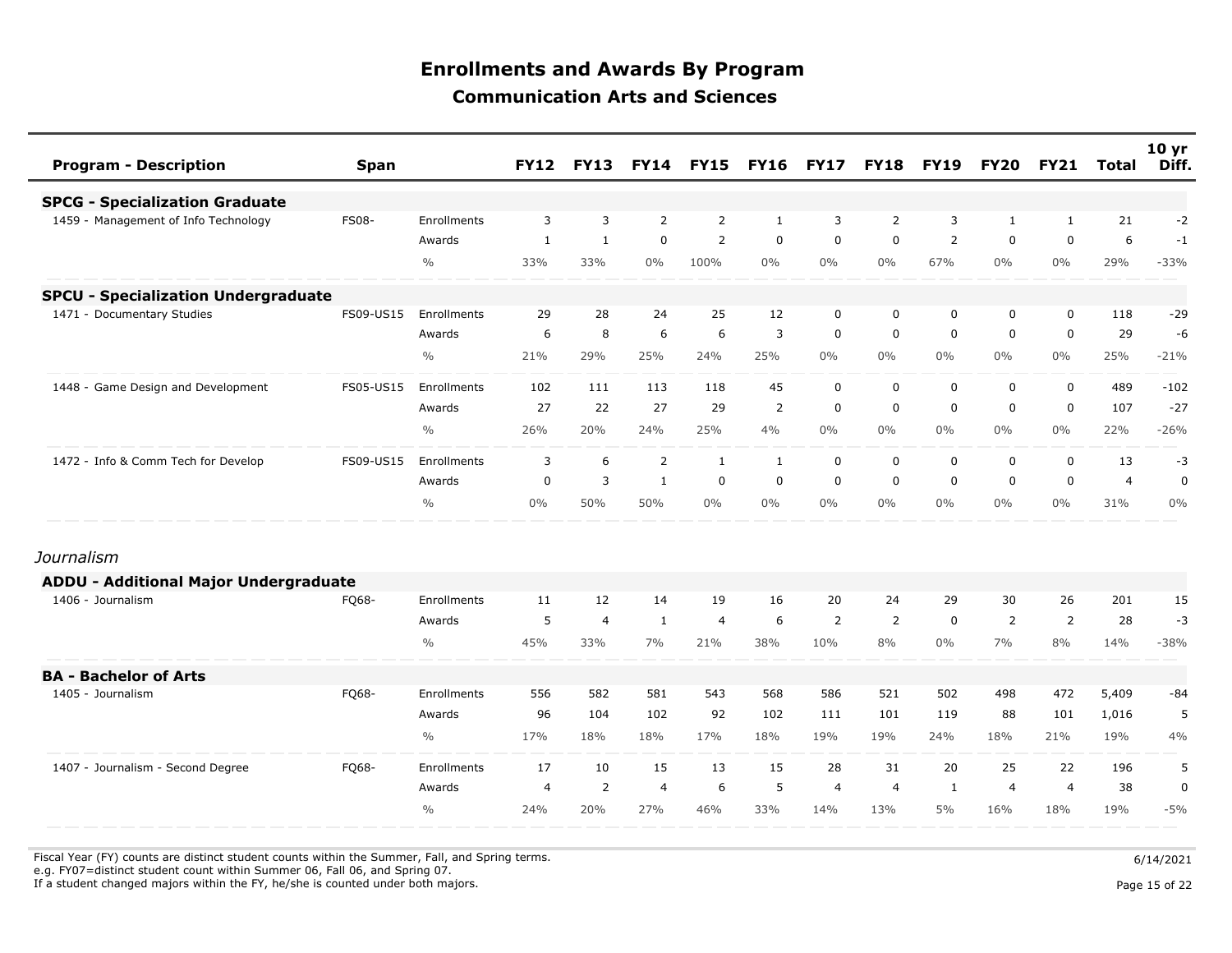# Enrollments and Awards By Program

## Communication Arts and Sciences

| Program - Description | Span | | FY12 | FY13 | FY14 | FY15 | FY16 | FY17 | FY18 | FY19 | FY20 | FY21 | Total | 10 yr Diff. |
|---|---|---|---|---|---|---|---|---|---|---|---|---|---|---|
| **SPCG - Specialization Graduate** | | | | | | | | | | | | | | |
| 1459 - Management of Info Technology | FS08- | Enrollments | 3 | 3 | 2 | 2 | 1 | 3 | 2 | 3 | 1 | 1 | 21 | -2 |
| | | Awards | 1 | 1 | 0 | 2 | 0 | 0 | 0 | 2 | 0 | 0 | 6 | -1 |
| | | % | 33% | 33% | 0% | 100% | 0% | 0% | 0% | 67% | 0% | 0% | 29% | -33% |
| **SPCU - Specialization Undergraduate** | | | | | | | | | | | | | | |
| 1471 - Documentary Studies | FS09-US15 | Enrollments | 29 | 28 | 24 | 25 | 12 | 0 | 0 | 0 | 0 | 0 | 118 | -29 |
| | | Awards | 6 | 8 | 6 | 6 | 3 | 0 | 0 | 0 | 0 | 0 | 29 | -6 |
| | | % | 21% | 29% | 25% | 24% | 25% | 0% | 0% | 0% | 0% | 0% | 25% | -21% |
| 1448 - Game Design and Development | FS05-US15 | Enrollments | 102 | 111 | 113 | 118 | 45 | 0 | 0 | 0 | 0 | 0 | 489 | -102 |
| | | Awards | 27 | 22 | 27 | 29 | 2 | 0 | 0 | 0 | 0 | 0 | 107 | -27 |
| | | % | 26% | 20% | 24% | 25% | 4% | 0% | 0% | 0% | 0% | 0% | 22% | -26% |
| 1472 - Info & Comm Tech for Develop | FS09-US15 | Enrollments | 3 | 6 | 2 | 1 | 1 | 0 | 0 | 0 | 0 | 0 | 13 | -3 |
| | | Awards | 0 | 3 | 1 | 0 | 0 | 0 | 0 | 0 | 0 | 0 | 4 | 0 |
| | | % | 0% | 50% | 50% | 0% | 0% | 0% | 0% | 0% | 0% | 0% | 31% | 0% |

*Journalism*

| Program - Description | Span | | FY12 | FY13 | FY14 | FY15 | FY16 | FY17 | FY18 | FY19 | FY20 | FY21 | Total | 10 yr Diff. |
|---|---|---|---|---|---|---|---|---|---|---|---|---|---|---|
| **ADDU - Additional Major Undergraduate** | | | | | | | | | | | | | | |
| 1406 - Journalism | FQ68- | Enrollments | 11 | 12 | 14 | 19 | 16 | 20 | 24 | 29 | 30 | 26 | 201 | 15 |
| | | Awards | 5 | 4 | 1 | 4 | 6 | 2 | 2 | 0 | 2 | 2 | 28 | -3 |
| | | % | 45% | 33% | 7% | 21% | 38% | 10% | 8% | 0% | 7% | 8% | 14% | -38% |
| **BA - Bachelor of Arts** | | | | | | | | | | | | | | |
| 1405 - Journalism | FQ68- | Enrollments | 556 | 582 | 581 | 543 | 568 | 586 | 521 | 502 | 498 | 472 | 5,409 | -84 |
| | | Awards | 96 | 104 | 102 | 92 | 102 | 111 | 101 | 119 | 88 | 101 | 1,016 | 5 |
| | | % | 17% | 18% | 18% | 17% | 18% | 19% | 19% | 24% | 18% | 21% | 19% | 4% |
| 1407 - Journalism - Second Degree | FQ68- | Enrollments | 17 | 10 | 15 | 13 | 15 | 28 | 31 | 20 | 25 | 22 | 196 | 5 |
| | | Awards | 4 | 2 | 4 | 6 | 5 | 4 | 4 | 1 | 4 | 4 | 38 | 0 |
| | | % | 24% | 20% | 27% | 46% | 33% | 14% | 13% | 5% | 16% | 18% | 19% | -5% |

Fiscal Year (FY) counts are distinct student counts within the Summer, Fall, and Spring terms.
e.g. FY07=distinct student count within Summer 06, Fall 06, and Spring 07.
If a student changed majors within the FY, he/she is counted under both majors.

6/14/2021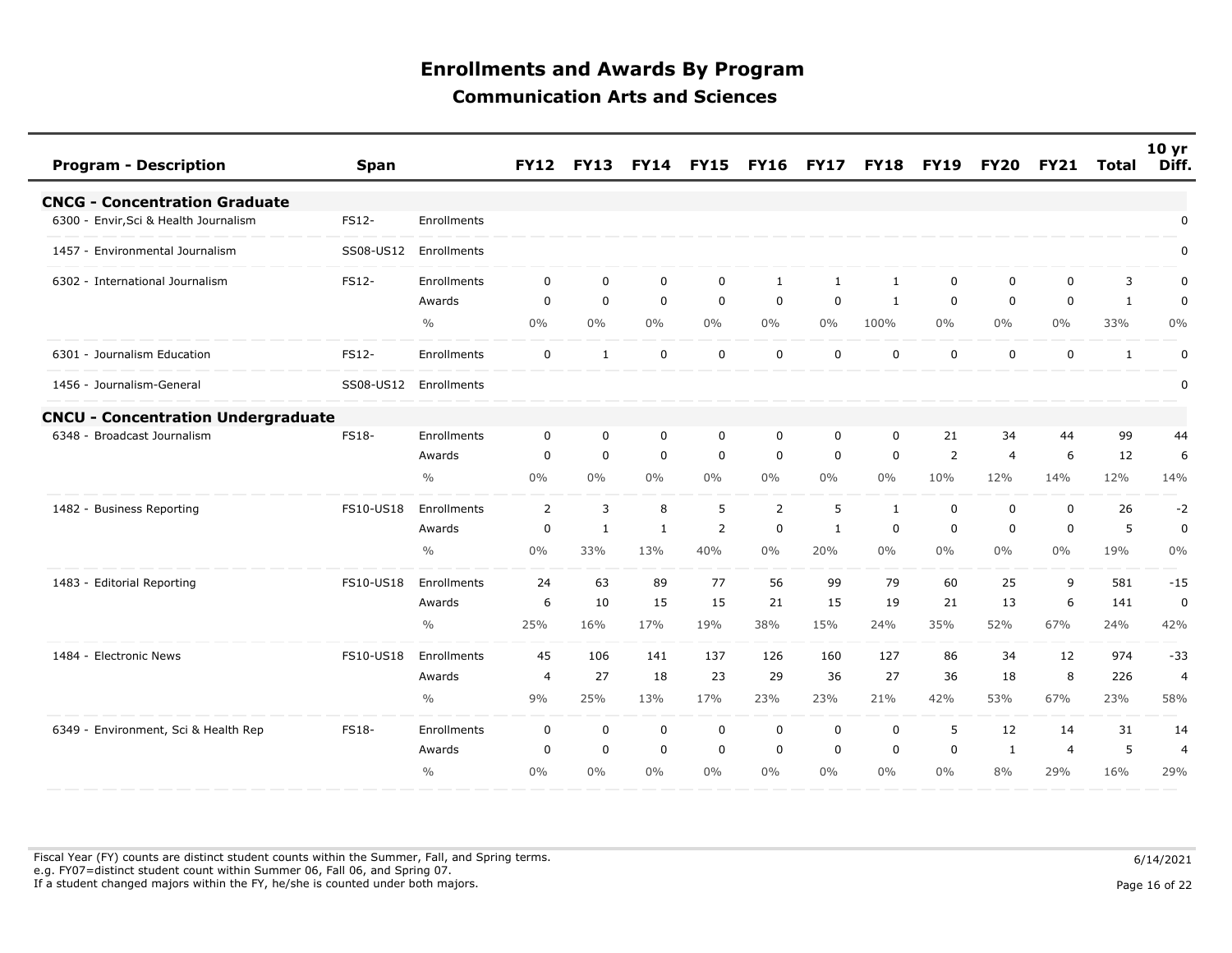# Enrollments and Awards By Program

## Communication Arts and Sciences

| Program - Description | Span | | FY12 | FY13 | FY14 | FY15 | FY16 | FY17 | FY18 | FY19 | FY20 | FY21 | Total | 10 yr Diff. |
|---|---|---|---|---|---|---|---|---|---|---|---|---|---|---|
| **CNCG - Concentration Graduate** | | | | | | | | | | | | | | |
| 6300 - Envir,Sci & Health Journalism | FS12- | Enrollments | | | | | | | | | | | | 0 |
| 1457 - Environmental Journalism | SS08-US12 | Enrollments | | | | | | | | | | | | 0 |
| 6302 - International Journalism | FS12- | Enrollments | 0 | 0 | 0 | 0 | 1 | 1 | 1 | 0 | 0 | 0 | 3 | 0 |
| | | Awards | 0 | 0 | 0 | 0 | 0 | 0 | 1 | 0 | 0 | 0 | 1 | 0 |
| | | % | 0% | 0% | 0% | 0% | 0% | 0% | 100% | 0% | 0% | 0% | 33% | 0% |
| 6301 - Journalism Education | FS12- | Enrollments | 0 | 1 | 0 | 0 | 0 | 0 | 0 | 0 | 0 | 0 | 1 | 0 |
| 1456 - Journalism-General | SS08-US12 | Enrollments | | | | | | | | | | | | 0 |
| **CNCU - Concentration Undergraduate** | | | | | | | | | | | | | | |
| 6348 - Broadcast Journalism | FS18- | Enrollments | 0 | 0 | 0 | 0 | 0 | 0 | 0 | 21 | 34 | 44 | 99 | 44 |
| | | Awards | 0 | 0 | 0 | 0 | 0 | 0 | 0 | 2 | 4 | 6 | 12 | 6 |
| | | % | 0% | 0% | 0% | 0% | 0% | 0% | 0% | 10% | 12% | 14% | 12% | 14% |
| 1482 - Business Reporting | FS10-US18 | Enrollments | 2 | 3 | 8 | 5 | 2 | 5 | 1 | 0 | 0 | 0 | 26 | -2 |
| | | Awards | 0 | 1 | 1 | 2 | 0 | 1 | 0 | 0 | 0 | 0 | 5 | 0 |
| | | % | 0% | 33% | 13% | 40% | 0% | 20% | 0% | 0% | 0% | 0% | 19% | 0% |
| 1483 - Editorial Reporting | FS10-US18 | Enrollments | 24 | 63 | 89 | 77 | 56 | 99 | 79 | 60 | 25 | 9 | 581 | -15 |
| | | Awards | 6 | 10 | 15 | 15 | 21 | 15 | 19 | 21 | 13 | 6 | 141 | 0 |
| | | % | 25% | 16% | 17% | 19% | 38% | 15% | 24% | 35% | 52% | 67% | 24% | 42% |
| 1484 - Electronic News | FS10-US18 | Enrollments | 45 | 106 | 141 | 137 | 126 | 160 | 127 | 86 | 34 | 12 | 974 | -33 |
| | | Awards | 4 | 27 | 18 | 23 | 29 | 36 | 27 | 36 | 18 | 8 | 226 | 4 |
| | | % | 9% | 25% | 13% | 17% | 23% | 23% | 21% | 42% | 53% | 67% | 23% | 58% |
| 6349 - Environment, Sci & Health Rep | FS18- | Enrollments | 0 | 0 | 0 | 0 | 0 | 0 | 0 | 5 | 12 | 14 | 31 | 14 |
| | | Awards | 0 | 0 | 0 | 0 | 0 | 0 | 0 | 0 | 1 | 4 | 5 | 4 |
| | | % | 0% | 0% | 0% | 0% | 0% | 0% | 0% | 0% | 8% | 29% | 16% | 29% |

Fiscal Year (FY) counts are distinct student counts within the Summer, Fall, and Spring terms.
e.g. FY07=distinct student count within Summer 06, Fall 06, and Spring 07.
If a student changed majors within the FY, he/she is counted under both majors.

6/14/2021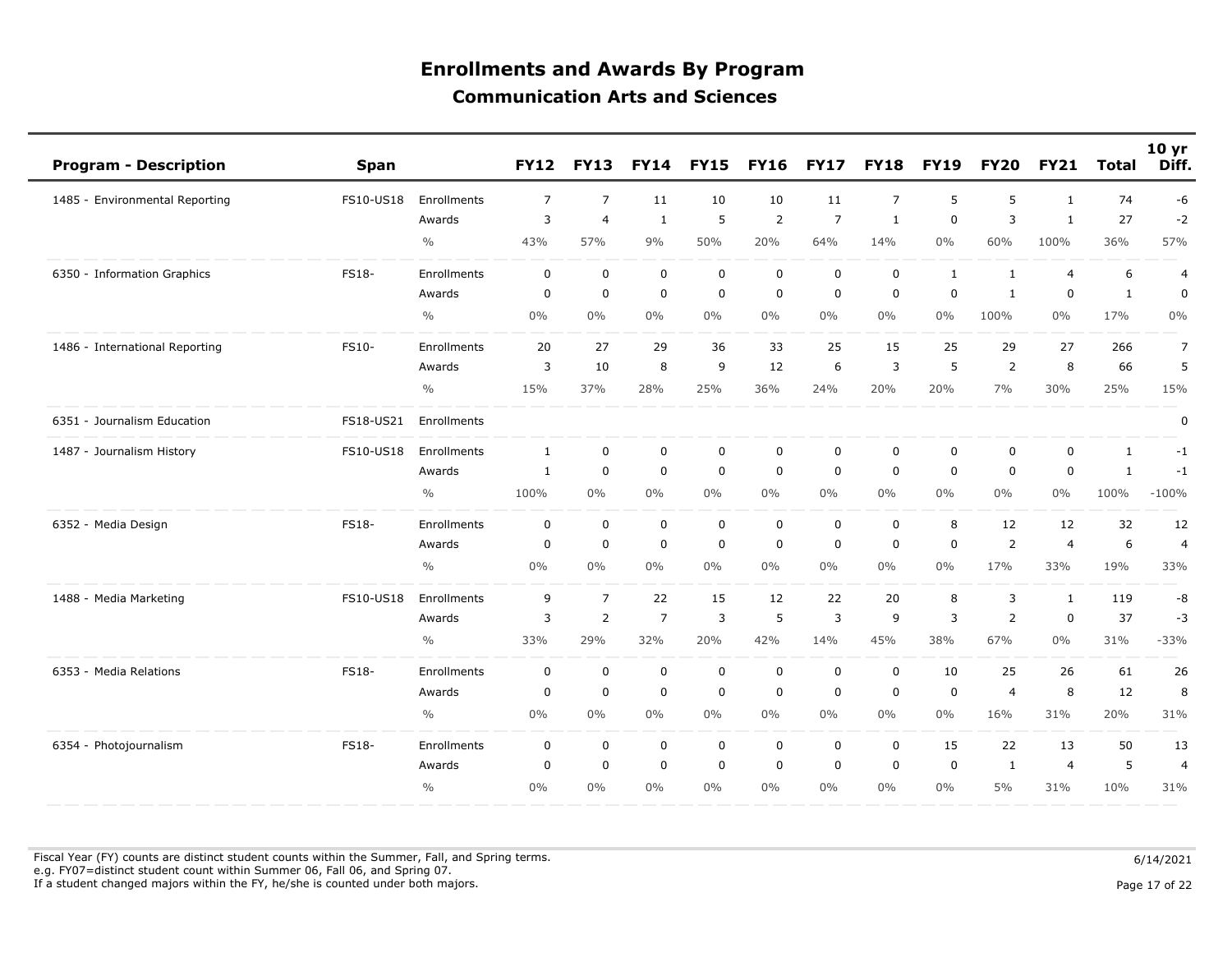# Enrollments and Awards By Program

## Communication Arts and Sciences

| Program - Description | Span | | FY12 | FY13 | FY14 | FY15 | FY16 | FY17 | FY18 | FY19 | FY20 | FY21 | Total | 10 yr Diff. |
|---|---|---|---|---|---|---|---|---|---|---|---|---|---|---|
| 1485 - Environmental Reporting | FS10-US18 | Enrollments | 7 | 7 | 11 | 10 | 10 | 11 | 7 | 5 | 5 | 1 | 74 | -6 |
| | | Awards | 3 | 4 | 1 | 5 | 2 | 7 | 1 | 0 | 3 | 1 | 27 | -2 |
| | | % | 43% | 57% | 9% | 50% | 20% | 64% | 14% | 0% | 60% | 100% | 36% | 57% |
| 6350 - Information Graphics | FS18- | Enrollments | 0 | 0 | 0 | 0 | 0 | 0 | 0 | 1 | 1 | 4 | 6 | 4 |
| | | Awards | 0 | 0 | 0 | 0 | 0 | 0 | 0 | 0 | 1 | 0 | 1 | 0 |
| | | % | 0% | 0% | 0% | 0% | 0% | 0% | 0% | 0% | 100% | 0% | 17% | 0% |
| 1486 - International Reporting | FS10- | Enrollments | 20 | 27 | 29 | 36 | 33 | 25 | 15 | 25 | 29 | 27 | 266 | 7 |
| | | Awards | 3 | 10 | 8 | 9 | 12 | 6 | 3 | 5 | 2 | 8 | 66 | 5 |
| | | % | 15% | 37% | 28% | 25% | 36% | 24% | 20% | 20% | 7% | 30% | 25% | 15% |
| 6351 - Journalism Education | FS18-US21 | Enrollments | | | | | | | | | | | | 0 |
| 1487 - Journalism History | FS10-US18 | Enrollments | 1 | 0 | 0 | 0 | 0 | 0 | 0 | 0 | 0 | 0 | 1 | -1 |
| | | Awards | 1 | 0 | 0 | 0 | 0 | 0 | 0 | 0 | 0 | 0 | 1 | -1 |
| | | % | 100% | 0% | 0% | 0% | 0% | 0% | 0% | 0% | 0% | 0% | 100% | -100% |
| 6352 - Media Design | FS18- | Enrollments | 0 | 0 | 0 | 0 | 0 | 0 | 0 | 8 | 12 | 12 | 32 | 12 |
| | | Awards | 0 | 0 | 0 | 0 | 0 | 0 | 0 | 0 | 2 | 4 | 6 | 4 |
| | | % | 0% | 0% | 0% | 0% | 0% | 0% | 0% | 0% | 17% | 33% | 19% | 33% |
| 1488 - Media Marketing | FS10-US18 | Enrollments | 9 | 7 | 22 | 15 | 12 | 22 | 20 | 8 | 3 | 1 | 119 | -8 |
| | | Awards | 3 | 2 | 7 | 3 | 5 | 3 | 9 | 3 | 2 | 0 | 37 | -3 |
| | | % | 33% | 29% | 32% | 20% | 42% | 14% | 45% | 38% | 67% | 0% | 31% | -33% |
| 6353 - Media Relations | FS18- | Enrollments | 0 | 0 | 0 | 0 | 0 | 0 | 0 | 10 | 25 | 26 | 61 | 26 |
| | | Awards | 0 | 0 | 0 | 0 | 0 | 0 | 0 | 0 | 4 | 8 | 12 | 8 |
| | | % | 0% | 0% | 0% | 0% | 0% | 0% | 0% | 0% | 16% | 31% | 20% | 31% |
| 6354 - Photojournalism | FS18- | Enrollments | 0 | 0 | 0 | 0 | 0 | 0 | 0 | 15 | 22 | 13 | 50 | 13 |
| | | Awards | 0 | 0 | 0 | 0 | 0 | 0 | 0 | 0 | 1 | 4 | 5 | 4 |
| | | % | 0% | 0% | 0% | 0% | 0% | 0% | 0% | 0% | 5% | 31% | 10% | 31% |

Fiscal Year (FY) counts are distinct student counts within the Summer, Fall, and Spring terms.
e.g. FY07=distinct student count within Summer 06, Fall 06, and Spring 07.
If a student changed majors within the FY, he/she is counted under both majors.

6/14/2021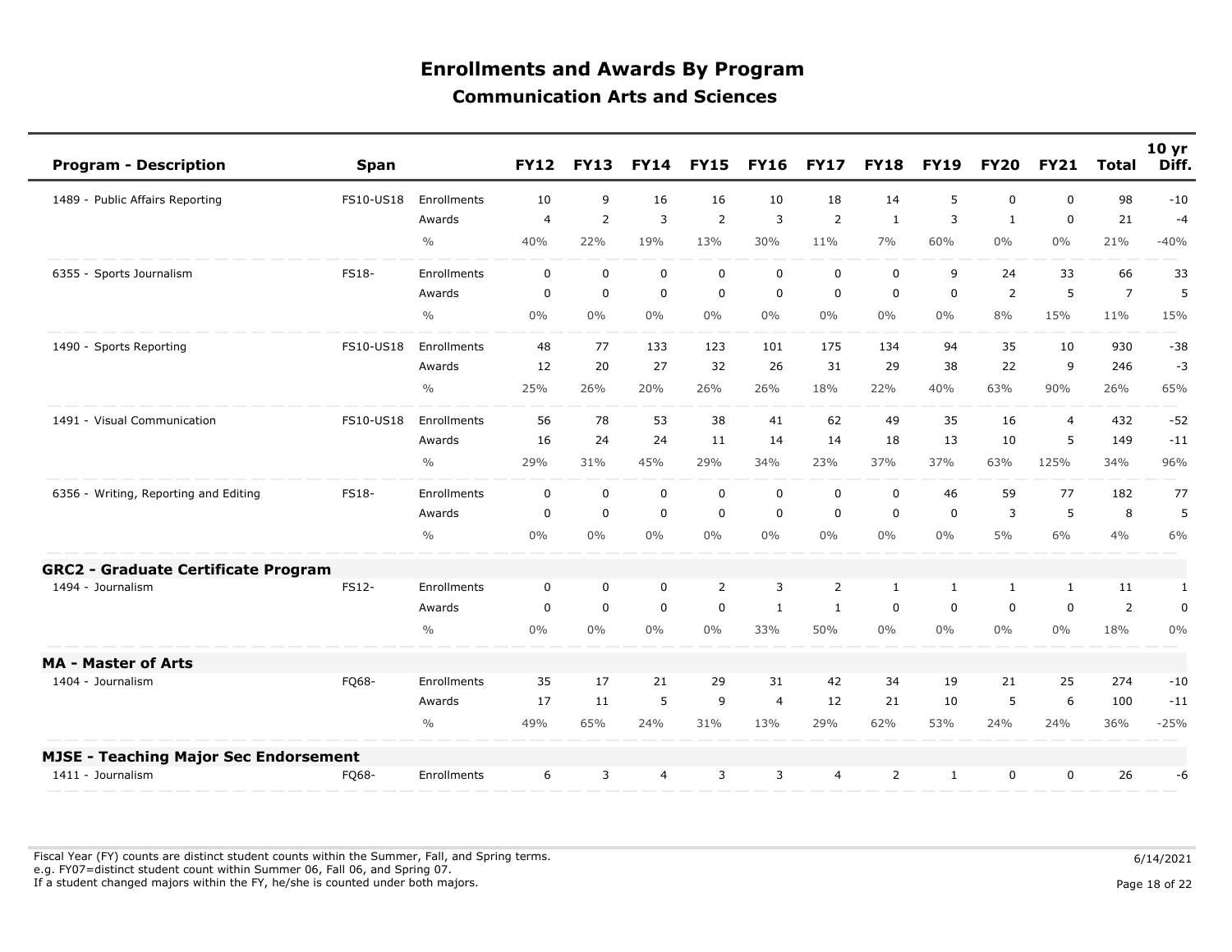# Enrollments and Awards By Program

## Communication Arts and Sciences

| Program - Description | Span | | FY12 | FY13 | FY14 | FY15 | FY16 | FY17 | FY18 | FY19 | FY20 | FY21 | Total | 10 yr Diff. |
|---|---|---|---|---|---|---|---|---|---|---|---|---|---|---|
| 1489 - Public Affairs Reporting | FS10-US18 | Enrollments | 10 | 9 | 16 | 16 | 10 | 18 | 14 | 5 | 0 | 0 | 98 | -10 |
| | | Awards | 4 | 2 | 3 | 2 | 3 | 2 | 1 | 3 | 1 | 0 | 21 | -4 |
| | | % | 40% | 22% | 19% | 13% | 30% | 11% | 7% | 60% | 0% | 0% | 21% | -40% |
| 6355 - Sports Journalism | FS18- | Enrollments | 0 | 0 | 0 | 0 | 0 | 0 | 0 | 9 | 24 | 33 | 66 | 33 |
| | | Awards | 0 | 0 | 0 | 0 | 0 | 0 | 0 | 0 | 2 | 5 | 7 | 5 |
| | | % | 0% | 0% | 0% | 0% | 0% | 0% | 0% | 0% | 8% | 15% | 11% | 15% |
| 1490 - Sports Reporting | FS10-US18 | Enrollments | 48 | 77 | 133 | 123 | 101 | 175 | 134 | 94 | 35 | 10 | 930 | -38 |
| | | Awards | 12 | 20 | 27 | 32 | 26 | 31 | 29 | 38 | 22 | 9 | 246 | -3 |
| | | % | 25% | 26% | 20% | 26% | 26% | 18% | 22% | 40% | 63% | 90% | 26% | 65% |
| 1491 - Visual Communication | FS10-US18 | Enrollments | 56 | 78 | 53 | 38 | 41 | 62 | 49 | 35 | 16 | 4 | 432 | -52 |
| | | Awards | 16 | 24 | 24 | 11 | 14 | 14 | 18 | 13 | 10 | 5 | 149 | -11 |
| | | % | 29% | 31% | 45% | 29% | 34% | 23% | 37% | 37% | 63% | 125% | 34% | 96% |
| 6356 - Writing, Reporting and Editing | FS18- | Enrollments | 0 | 0 | 0 | 0 | 0 | 0 | 0 | 46 | 59 | 77 | 182 | 77 |
| | | Awards | 0 | 0 | 0 | 0 | 0 | 0 | 0 | 0 | 3 | 5 | 8 | 5 |
| | | % | 0% | 0% | 0% | 0% | 0% | 0% | 0% | 0% | 5% | 6% | 4% | 6% |
| **GRC2 - Graduate Certificate Program** | | | | | | | | | | | | | | |
| 1494 - Journalism | FS12- | Enrollments | 0 | 0 | 0 | 2 | 3 | 2 | 1 | 1 | 1 | 1 | 11 | 1 |
| | | Awards | 0 | 0 | 0 | 0 | 1 | 1 | 0 | 0 | 0 | 0 | 2 | 0 |
| | | % | 0% | 0% | 0% | 0% | 33% | 50% | 0% | 0% | 0% | 0% | 18% | 0% |
| **MA - Master of Arts** | | | | | | | | | | | | | | |
| 1404 - Journalism | FQ68- | Enrollments | 35 | 17 | 21 | 29 | 31 | 42 | 34 | 19 | 21 | 25 | 274 | -10 |
| | | Awards | 17 | 11 | 5 | 9 | 4 | 12 | 21 | 10 | 5 | 6 | 100 | -11 |
| | | % | 49% | 65% | 24% | 31% | 13% | 29% | 62% | 53% | 24% | 24% | 36% | -25% |
| **MJSE - Teaching Major Sec Endorsement** | | | | | | | | | | | | | | |
| 1411 - Journalism | FQ68- | Enrollments | 6 | 3 | 4 | 3 | 3 | 4 | 2 | 1 | 0 | 0 | 26 | -6 |

Fiscal Year (FY) counts are distinct student counts within the Summer, Fall, and Spring terms.
e.g. FY07=distinct student count within Summer 06, Fall 06, and Spring 07.
If a student changed majors within the FY, he/she is counted under both majors.

6/14/2021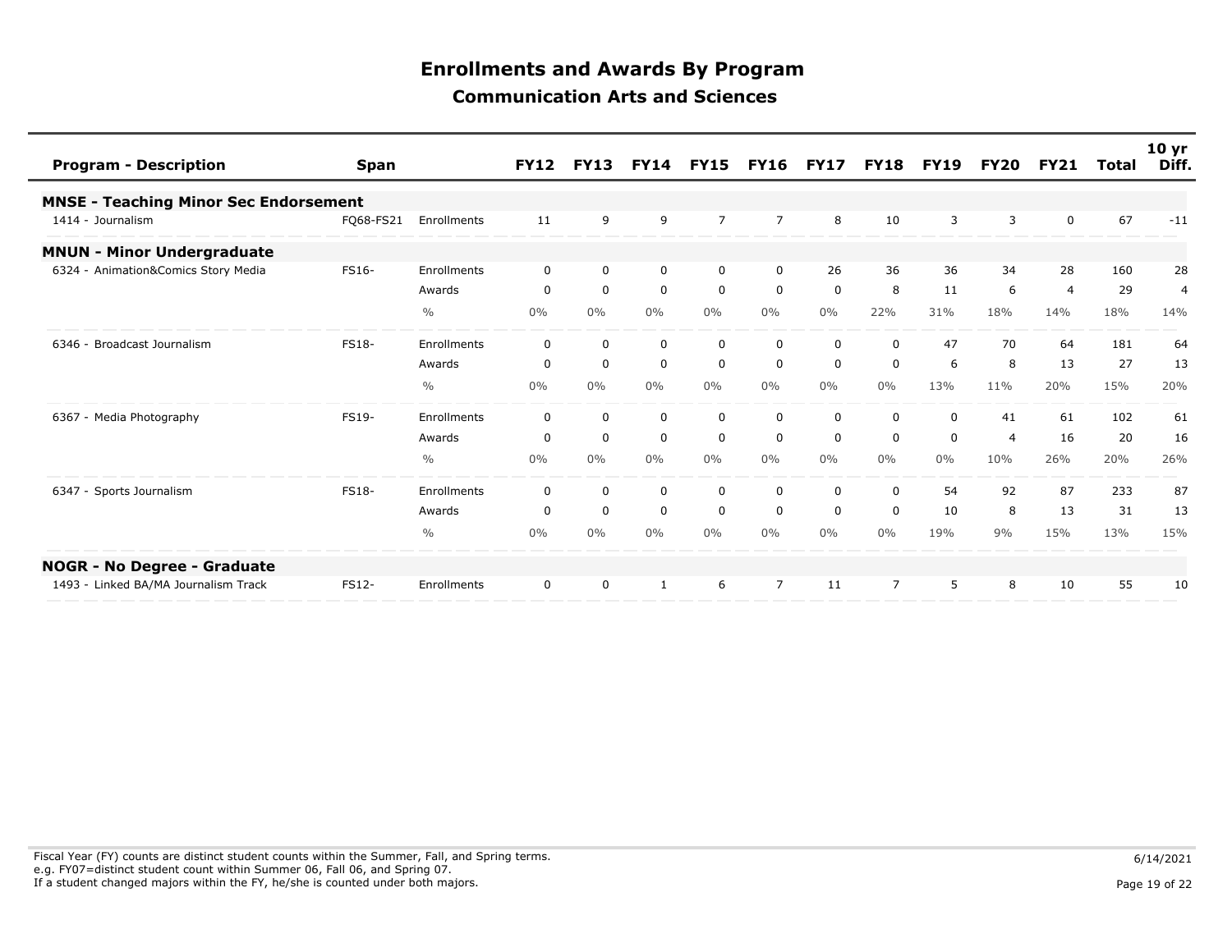# Enrollments and Awards By Program

## Communication Arts and Sciences

| Program - Description | Span | | FY12 | FY13 | FY14 | FY15 | FY16 | FY17 | FY18 | FY19 | FY20 | FY21 | Total | 10 yr Diff. |
|---|---|---|---|---|---|---|---|---|---|---|---|---|---|---|
| **MNSE - Teaching Minor Sec Endorsement** | | | | | | | | | | | | | | |
| 1414 - Journalism | FQ68-FS21 | Enrollments | 11 | 9 | 9 | 7 | 7 | 8 | 10 | 3 | 3 | 0 | 67 | -11 |
| **MNUN - Minor Undergraduate** | | | | | | | | | | | | | | |
| 6324 - Animation&Comics Story Media | FS16- | Enrollments | 0 | 0 | 0 | 0 | 0 | 26 | 36 | 36 | 34 | 28 | 160 | 28 |
| | | Awards | 0 | 0 | 0 | 0 | 0 | 0 | 8 | 11 | 6 | 4 | 29 | 4 |
| | | % | 0% | 0% | 0% | 0% | 0% | 0% | 22% | 31% | 18% | 14% | 18% | 14% |
| 6346 - Broadcast Journalism | FS18- | Enrollments | 0 | 0 | 0 | 0 | 0 | 0 | 0 | 47 | 70 | 64 | 181 | 64 |
| | | Awards | 0 | 0 | 0 | 0 | 0 | 0 | 0 | 6 | 8 | 13 | 27 | 13 |
| | | % | 0% | 0% | 0% | 0% | 0% | 0% | 0% | 13% | 11% | 20% | 15% | 20% |
| 6367 - Media Photography | FS19- | Enrollments | 0 | 0 | 0 | 0 | 0 | 0 | 0 | 0 | 41 | 61 | 102 | 61 |
| | | Awards | 0 | 0 | 0 | 0 | 0 | 0 | 0 | 0 | 4 | 16 | 20 | 16 |
| | | % | 0% | 0% | 0% | 0% | 0% | 0% | 0% | 0% | 10% | 26% | 20% | 26% |
| 6347 - Sports Journalism | FS18- | Enrollments | 0 | 0 | 0 | 0 | 0 | 0 | 0 | 54 | 92 | 87 | 233 | 87 |
| | | Awards | 0 | 0 | 0 | 0 | 0 | 0 | 0 | 10 | 8 | 13 | 31 | 13 |
| | | % | 0% | 0% | 0% | 0% | 0% | 0% | 0% | 19% | 9% | 15% | 13% | 15% |
| **NOGR - No Degree - Graduate** | | | | | | | | | | | | | | |
| 1493 - Linked BA/MA Journalism Track | FS12- | Enrollments | 0 | 0 | 1 | 6 | 7 | 11 | 7 | 5 | 8 | 10 | 55 | 10 |

Fiscal Year (FY) counts are distinct student counts within the Summer, Fall, and Spring terms.
e.g. FY07=distinct student count within Summer 06, Fall 06, and Spring 07.
If a student changed majors within the FY, he/she is counted under both majors.

6/14/2021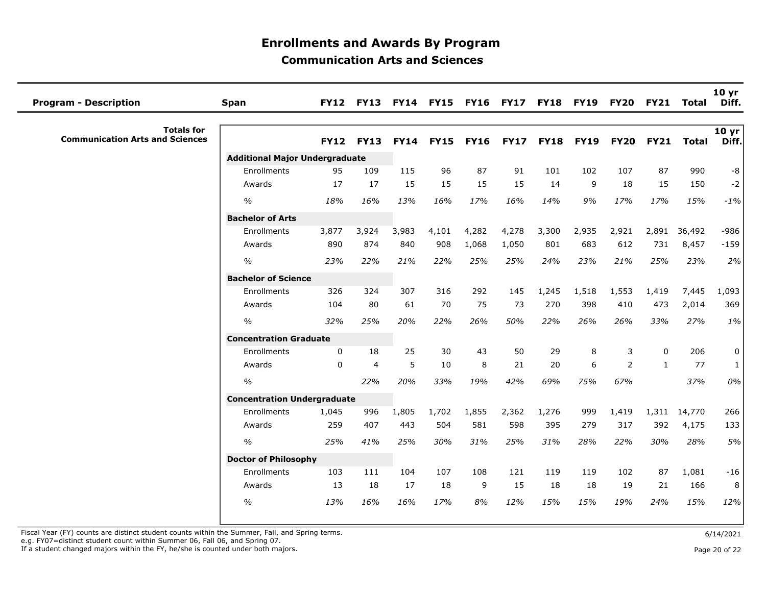# Enrollments and Awards By Program

## Communication Arts and Sciences

| Program - Description | Span | FY12 | FY13 | FY14 | FY15 | FY16 | FY17 | FY18 | FY19 | FY20 | FY21 | Total | 10 yr Diff. |
|---|---|---|---|---|---|---|---|---|---|---|---|---|---|
| **Totals for Communication Arts and Sciences** | | **FY12** | **FY13** | **FY14** | **FY15** | **FY16** | **FY17** | **FY18** | **FY19** | **FY20** | **FY21** | **Total** | **10 yr Diff.** |
| | **Additional Major Undergraduate** | | | | | | | | | | | | |
| | Enrollments | 95 | 109 | 115 | 96 | 87 | 91 | 101 | 102 | 107 | 87 | 990 | -8 |
| | Awards | 17 | 17 | 15 | 15 | 15 | 15 | 14 | 9 | 18 | 15 | 150 | -2 |
| | *%* | *18%* | *16%* | *13%* | *16%* | *17%* | *16%* | *14%* | *9%* | *17%* | *17%* | *15%* | *-1%* |
| | **Bachelor of Arts** | | | | | | | | | | | | |
| | Enrollments | 3,877 | 3,924 | 3,983 | 4,101 | 4,282 | 4,278 | 3,300 | 2,935 | 2,921 | 2,891 | 36,492 | -986 |
| | Awards | 890 | 874 | 840 | 908 | 1,068 | 1,050 | 801 | 683 | 612 | 731 | 8,457 | -159 |
| | *%* | *23%* | *22%* | *21%* | *22%* | *25%* | *25%* | *24%* | *23%* | *21%* | *25%* | *23%* | *2%* |
| | **Bachelor of Science** | | | | | | | | | | | | |
| | Enrollments | 326 | 324 | 307 | 316 | 292 | 145 | 1,245 | 1,518 | 1,553 | 1,419 | 7,445 | 1,093 |
| | Awards | 104 | 80 | 61 | 70 | 75 | 73 | 270 | 398 | 410 | 473 | 2,014 | 369 |
| | *%* | *32%* | *25%* | *20%* | *22%* | *26%* | *50%* | *22%* | *26%* | *26%* | *33%* | *27%* | *1%* |
| | **Concentration Graduate** | | | | | | | | | | | | |
| | Enrollments | 0 | 18 | 25 | 30 | 43 | 50 | 29 | 8 | 3 | 0 | 206 | 0 |
| | Awards | 0 | 4 | 5 | 10 | 8 | 21 | 20 | 6 | 2 | 1 | 77 | 1 |
| | *%* | | *22%* | *20%* | *33%* | *19%* | *42%* | *69%* | *75%* | *67%* | | *37%* | *0%* |
| | **Concentration Undergraduate** | | | | | | | | | | | | |
| | Enrollments | 1,045 | 996 | 1,805 | 1,702 | 1,855 | 2,362 | 1,276 | 999 | 1,419 | 1,311 | 14,770 | 266 |
| | Awards | 259 | 407 | 443 | 504 | 581 | 598 | 395 | 279 | 317 | 392 | 4,175 | 133 |
| | *%* | *25%* | *41%* | *25%* | *30%* | *31%* | *25%* | *31%* | *28%* | *22%* | *30%* | *28%* | *5%* |
| | **Doctor of Philosophy** | | | | | | | | | | | | |
| | Enrollments | 103 | 111 | 104 | 107 | 108 | 121 | 119 | 119 | 102 | 87 | 1,081 | -16 |
| | Awards | 13 | 18 | 17 | 18 | 9 | 15 | 18 | 18 | 19 | 21 | 166 | 8 |
| | *%* | *13%* | *16%* | *16%* | *17%* | *8%* | *12%* | *15%* | *15%* | *19%* | *24%* | *15%* | *12%* |

Fiscal Year (FY) counts are distinct student counts within the Summer, Fall, and Spring terms.
e.g. FY07=distinct student count within Summer 06, Fall 06, and Spring 07.
If a student changed majors within the FY, he/she is counted under both majors.

6/14/2021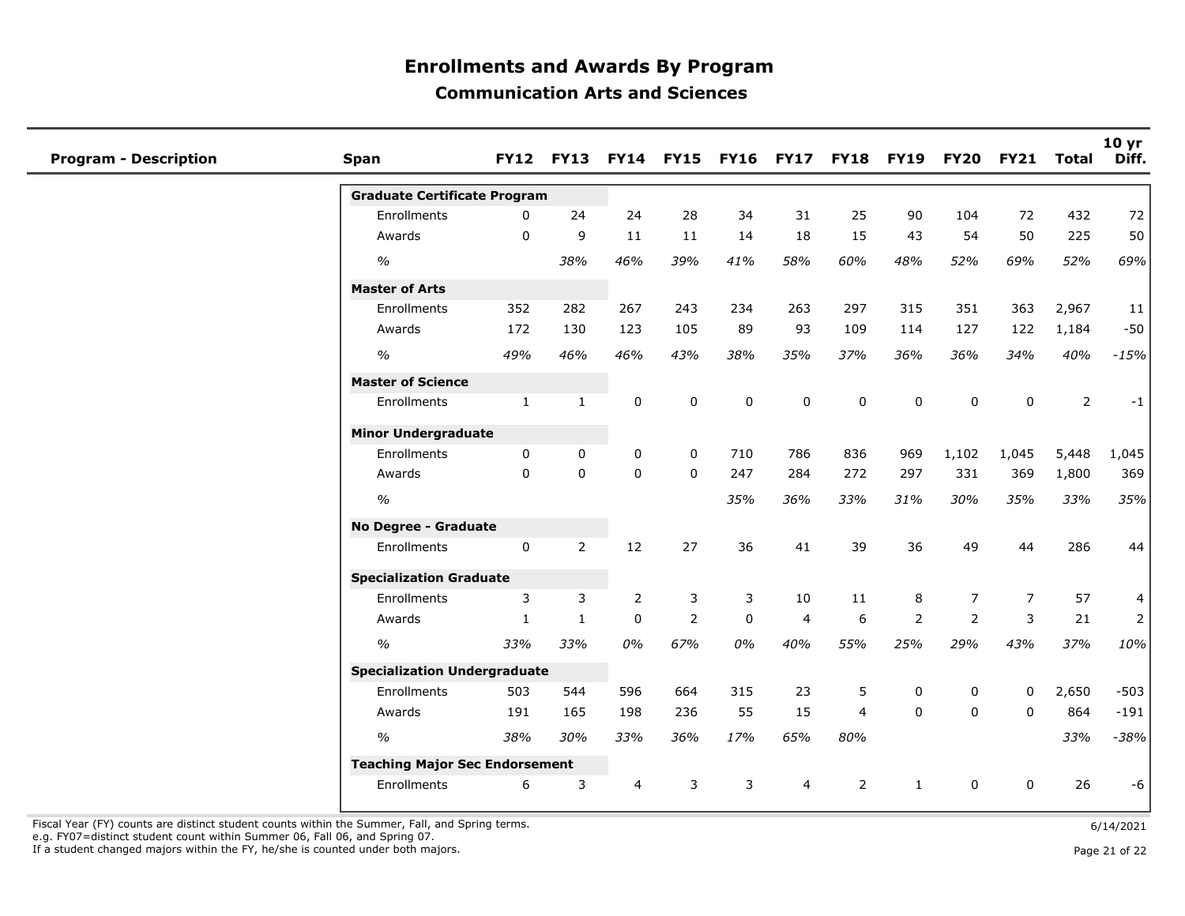# Enrollments and Awards By Program

## Communication Arts and Sciences

| Program - Description | Span | FY12 | FY13 | FY14 | FY15 | FY16 | FY17 | FY18 | FY19 | FY20 | FY21 | Total | 10 yr Diff. |
|---|---|---|---|---|---|---|---|---|---|---|---|---|---|
| | **Graduate Certificate Program** | | | | | | | | | | | | |
| | Enrollments | 0 | 24 | 24 | 28 | 34 | 31 | 25 | 90 | 104 | 72 | 432 | 72 |
| | Awards | 0 | 9 | 11 | 11 | 14 | 18 | 15 | 43 | 54 | 50 | 225 | 50 |
| | *%* | | *38%* | *46%* | *39%* | *41%* | *58%* | *60%* | *48%* | *52%* | *69%* | *52%* | *69%* |
| | **Master of Arts** | | | | | | | | | | | | |
| | Enrollments | 352 | 282 | 267 | 243 | 234 | 263 | 297 | 315 | 351 | 363 | 2,967 | 11 |
| | Awards | 172 | 130 | 123 | 105 | 89 | 93 | 109 | 114 | 127 | 122 | 1,184 | -50 |
| | *%* | *49%* | *46%* | *46%* | *43%* | *38%* | *35%* | *37%* | *36%* | *36%* | *34%* | *40%* | *-15%* |
| | **Master of Science** | | | | | | | | | | | | |
| | Enrollments | 1 | 1 | 0 | 0 | 0 | 0 | 0 | 0 | 0 | 0 | 2 | -1 |
| | **Minor Undergraduate** | | | | | | | | | | | | |
| | Enrollments | 0 | 0 | 0 | 0 | 710 | 786 | 836 | 969 | 1,102 | 1,045 | 5,448 | 1,045 |
| | Awards | 0 | 0 | 0 | 0 | 247 | 284 | 272 | 297 | 331 | 369 | 1,800 | 369 |
| | *%* | | | | | *35%* | *36%* | *33%* | *31%* | *30%* | *35%* | *33%* | *35%* |
| | **No Degree - Graduate** | | | | | | | | | | | | |
| | Enrollments | 0 | 2 | 12 | 27 | 36 | 41 | 39 | 36 | 49 | 44 | 286 | 44 |
| | **Specialization Graduate** | | | | | | | | | | | | |
| | Enrollments | 3 | 3 | 2 | 3 | 3 | 10 | 11 | 8 | 7 | 7 | 57 | 4 |
| | Awards | 1 | 1 | 0 | 2 | 0 | 4 | 6 | 2 | 2 | 3 | 21 | 2 |
| | *%* | *33%* | *33%* | *0%* | *67%* | *0%* | *40%* | *55%* | *25%* | *29%* | *43%* | *37%* | *10%* |
| | **Specialization Undergraduate** | | | | | | | | | | | | |
| | Enrollments | 503 | 544 | 596 | 664 | 315 | 23 | 5 | 0 | 0 | 0 | 2,650 | -503 |
| | Awards | 191 | 165 | 198 | 236 | 55 | 15 | 4 | 0 | 0 | 0 | 864 | -191 |
| | *%* | *38%* | *30%* | *33%* | *36%* | *17%* | *65%* | *80%* | | | | *33%* | *-38%* |
| | **Teaching Major Sec Endorsement** | | | | | | | | | | | | |
| | Enrollments | 6 | 3 | 4 | 3 | 3 | 4 | 2 | 1 | 0 | 0 | 26 | -6 |

Fiscal Year (FY) counts are distinct student counts within the Summer, Fall, and Spring terms.
e.g. FY07=distinct student count within Summer 06, Fall 06, and Spring 07.
If a student changed majors within the FY, he/she is counted under both majors.

6/14/2021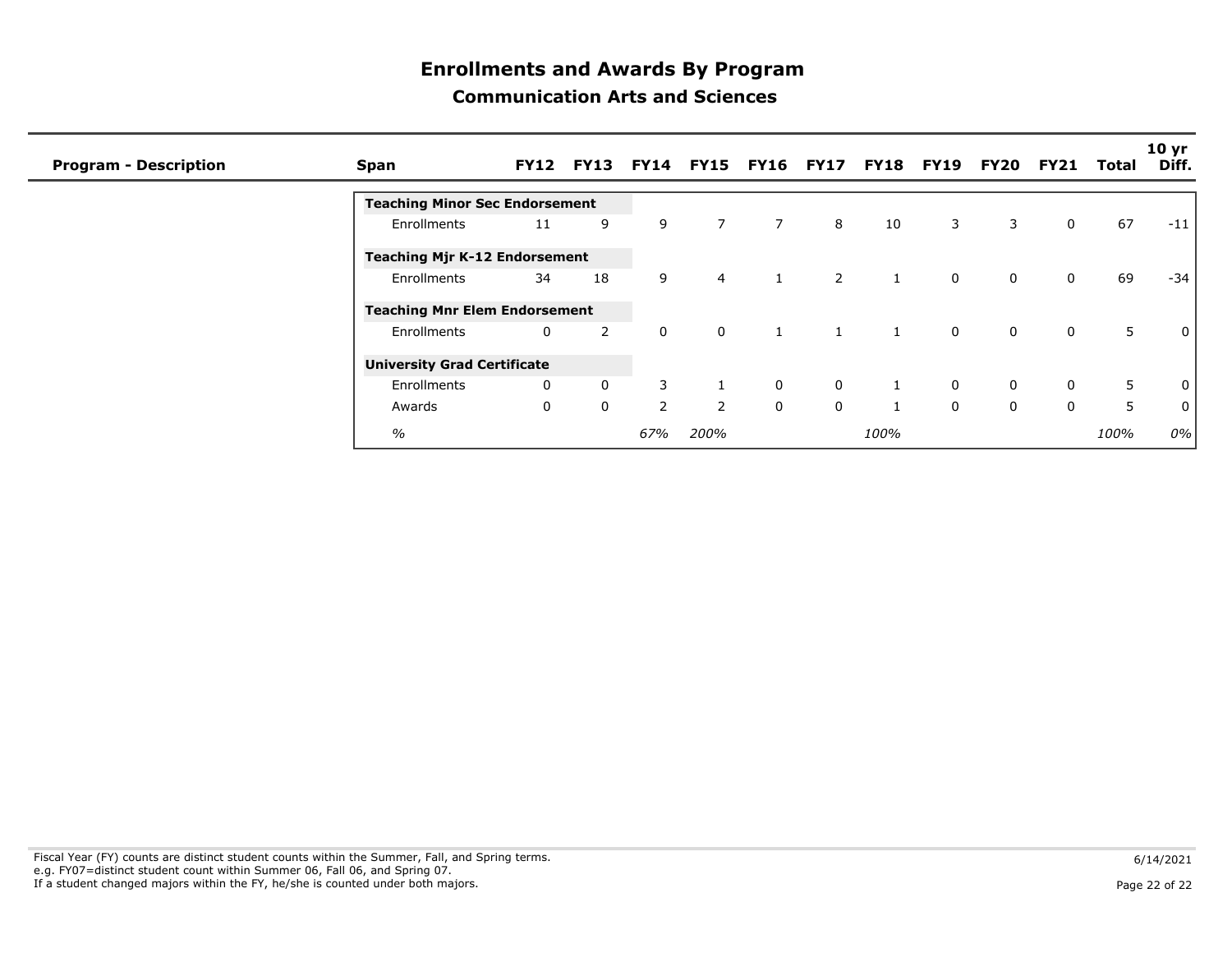# Enrollments and Awards By Program

## Communication Arts and Sciences

| Program - Description | Span | FY12 | FY13 | FY14 | FY15 | FY16 | FY17 | FY18 | FY19 | FY20 | FY21 | Total | 10 yr Diff. |
|---|---|---|---|---|---|---|---|---|---|---|---|---|---|
| | **Teaching Minor Sec Endorsement** | | | | | | | | | | | | |
| | Enrollments | 11 | 9 | 9 | 7 | 7 | 8 | 10 | 3 | 3 | 0 | 67 | -11 |
| | **Teaching Mjr K-12 Endorsement** | | | | | | | | | | | | |
| | Enrollments | 34 | 18 | 9 | 4 | 1 | 2 | 1 | 0 | 0 | 0 | 69 | -34 |
| | **Teaching Mnr Elem Endorsement** | | | | | | | | | | | | |
| | Enrollments | 0 | 2 | 0 | 0 | 1 | 1 | 1 | 0 | 0 | 0 | 5 | 0 |
| | **University Grad Certificate** | | | | | | | | | | | | |
| | Enrollments | 0 | 0 | 3 | 1 | 0 | 0 | 1 | 0 | 0 | 0 | 5 | 0 |
| | Awards | 0 | 0 | 2 | 2 | 0 | 0 | 1 | 0 | 0 | 0 | 5 | 0 |
| | *%* | | | *67%* | *200%* | | | *100%* | | | | *100%* | *0%* |

Fiscal Year (FY) counts are distinct student counts within the Summer, Fall, and Spring terms.
e.g. FY07=distinct student count within Summer 06, Fall 06, and Spring 07.
If a student changed majors within the FY, he/she is counted under both majors.

6/14/2021